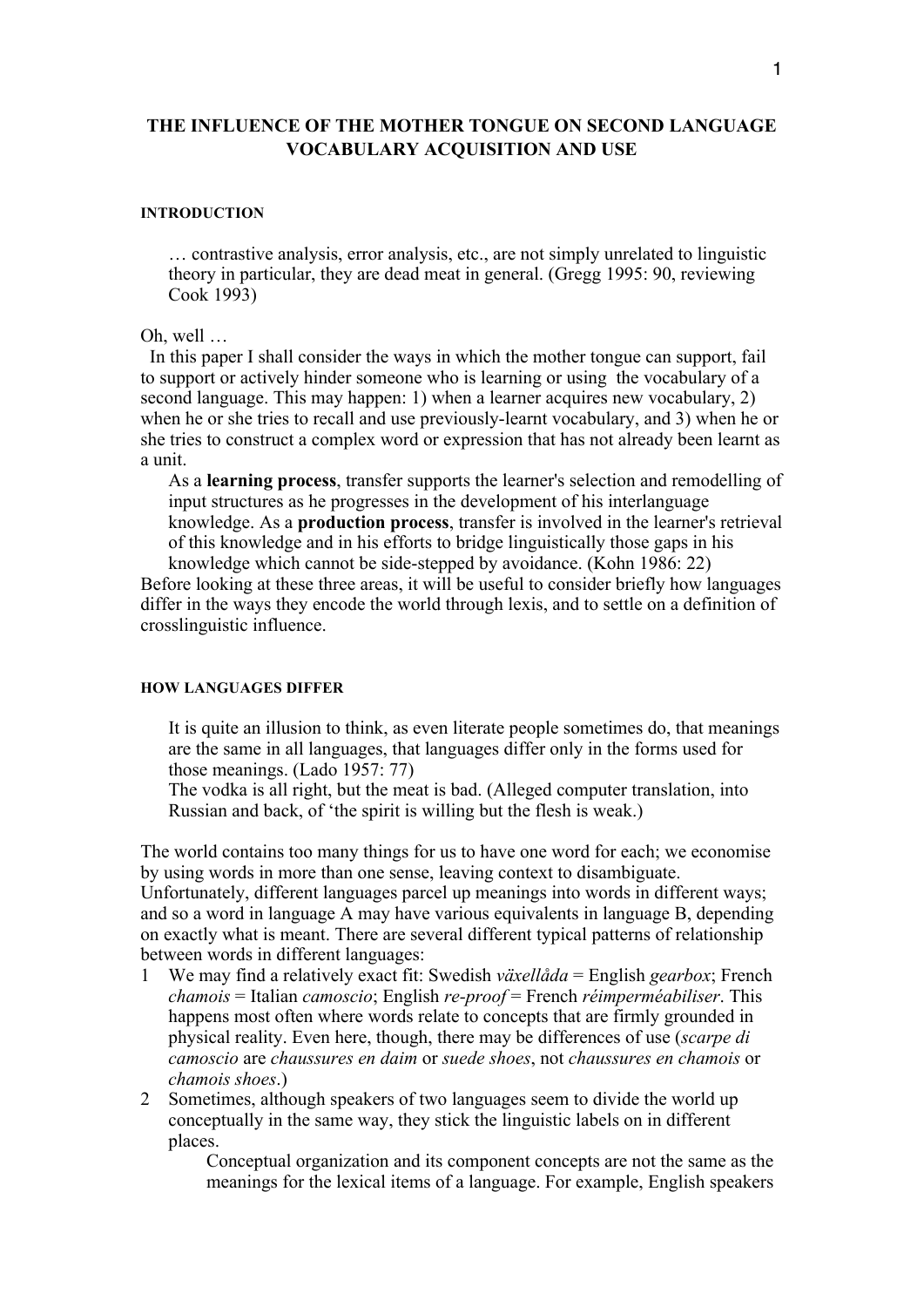# THE INFLUENCE OF THE MOTHER TONGUE ON SECOND LANGUAGE VOCABULARY ACQUISITION AND USE

## INTRODUCTION

> … contrastive analysis, error analysis, etc., are not simply unrelated to linguistic theory in particular, they are dead meat in general. (Gregg 1995: 90, reviewing Cook 1993)

Oh, well …

In this paper I shall consider the ways in which the mother tongue can support, fail to support or actively hinder someone who is learning or using the vocabulary of a second language. This may happen: 1) when a learner acquires new vocabulary, 2) when he or she tries to recall and use previously-learnt vocabulary, and 3) when he or she tries to construct a complex word or expression that has not already been learnt as a unit.

> As a **learning process**, transfer supports the learner's selection and remodelling of input structures as he progresses in the development of his interlanguage knowledge. As a **production process**, transfer is involved in the learner's retrieval of this knowledge and in his efforts to bridge linguistically those gaps in his knowledge which cannot be side-stepped by avoidance. (Kohn 1986: 22)

Before looking at these three areas, it will be useful to consider briefly how languages differ in the ways they encode the world through lexis, and to settle on a definition of crosslinguistic influence.

## HOW LANGUAGES DIFFER

> It is quite an illusion to think, as even literate people sometimes do, that meanings are the same in all languages, that languages differ only in the forms used for those meanings. (Lado 1957: 77)
>
> The vodka is all right, but the meat is bad. (Alleged computer translation, into Russian and back, of 'the spirit is willing but the flesh is weak.)

The world contains too many things for us to have one word for each; we economise by using words in more than one sense, leaving context to disambiguate. Unfortunately, different languages parcel up meanings into words in different ways; and so a word in language A may have various equivalents in language B, depending on exactly what is meant. There are several different typical patterns of relationship between words in different languages:

1. We may find a relatively exact fit: Swedish *växellåda* = English *gearbox*; French *chamois* = Italian *camoscio*; English *re-proof* = French *réimperméabiliser*. This happens most often where words relate to concepts that are firmly grounded in physical reality. Even here, though, there may be differences of use (*scarpe di camoscio* are *chaussures en daim* or *suede shoes*, not *chaussures en chamois* or *chamois shoes*.)
2. Sometimes, although speakers of two languages seem to divide the world up conceptually in the same way, they stick the linguistic labels on in different places.

   > Conceptual organization and its component concepts are not the same as the meanings for the lexical items of a language. For example, English speakers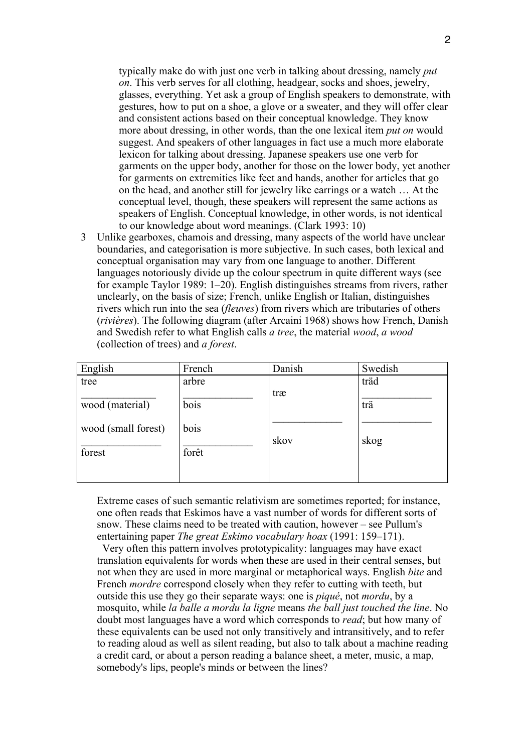> typically make do with just one verb in talking about dressing, namely *put on*. This verb serves for all clothing, headgear, socks and shoes, jewelry, glasses, everything. Yet ask a group of English speakers to demonstrate, with gestures, how to put on a shoe, a glove or a sweater, and they will offer clear and consistent actions based on their conceptual knowledge. They know more about dressing, in other words, than the one lexical item *put on* would suggest. And speakers of other languages in fact use a much more elaborate lexicon for talking about dressing. Japanese speakers use one verb for garments on the upper body, another for those on the lower body, yet another for garments on extremities like feet and hands, another for articles that go on the head, and another still for jewelry like earrings or a watch … At the conceptual level, though, these speakers will represent the same actions as speakers of English. Conceptual knowledge, in other words, is not identical to our knowledge about word meanings. (Clark 1993: 10)

3. Unlike gearboxes, chamois and dressing, many aspects of the world have unclear boundaries, and categorisation is more subjective. In such cases, both lexical and conceptual organisation may vary from one language to another. Different languages notoriously divide up the colour spectrum in quite different ways (see for example Taylor 1989: 1–20). English distinguishes streams from rivers, rather unclearly, on the basis of size; French, unlike English or Italian, distinguishes rivers which run into the sea (*fleuves*) from rivers which are tributaries of others (*rivières*). The following diagram (after Arcaini 1968) shows how French, Danish and Swedish refer to what English calls *a tree*, the material *wood*, *a wood* (collection of trees) and *a forest*.

| English | French | Danish | Swedish |
|---|---|---|---|
| tree | arbre | træ | träd |
| wood (material) | bois | | trä |
| wood (small forest) | bois | skov | skog |
| forest | forêt | | |

Extreme cases of such semantic relativism are sometimes reported; for instance, one often reads that Eskimos have a vast number of words for different sorts of snow. These claims need to be treated with caution, however – see Pullum's entertaining paper *The great Eskimo vocabulary hoax* (1991: 159–171).

Very often this pattern involves prototypicality: languages may have exact translation equivalents for words when these are used in their central senses, but not when they are used in more marginal or metaphorical ways. English *bite* and French *mordre* correspond closely when they refer to cutting with teeth, but outside this use they go their separate ways: one is *piqué*, not *mordu*, by a mosquito, while *la balle a mordu la ligne* means *the ball just touched the line*. No doubt most languages have a word which corresponds to *read*; but how many of these equivalents can be used not only transitively and intransitively, and to refer to reading aloud as well as silent reading, but also to talk about a machine reading a credit card, or about a person reading a balance sheet, a meter, music, a map, somebody's lips, people's minds or between the lines?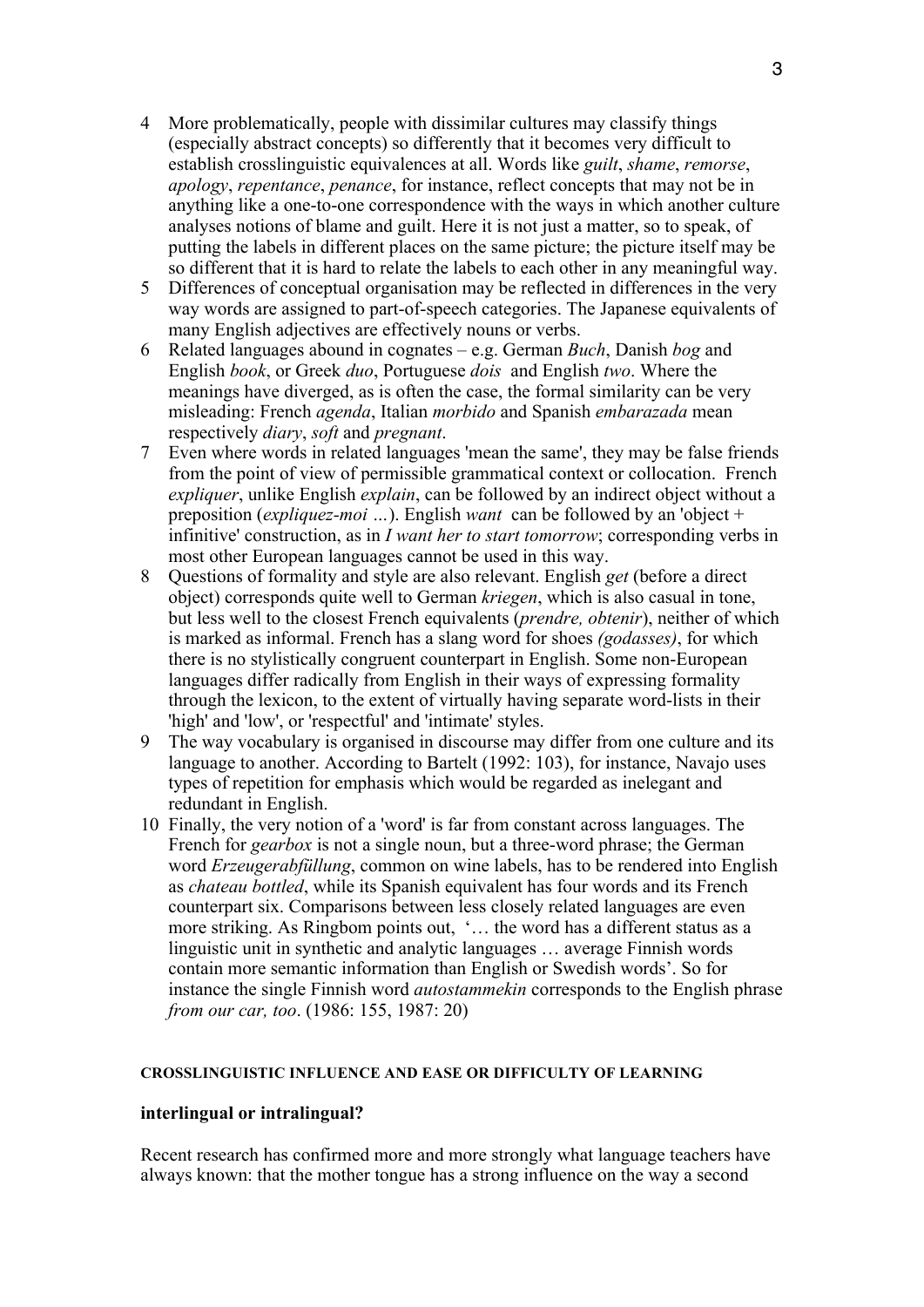4 More problematically, people with dissimilar cultures may classify things (especially abstract concepts) so differently that it becomes very difficult to establish crosslinguistic equivalences at all. Words like *guilt*, *shame*, *remorse*, *apology*, *repentance*, *penance*, for instance, reflect concepts that may not be in anything like a one-to-one correspondence with the ways in which another culture analyses notions of blame and guilt. Here it is not just a matter, so to speak, of putting the labels in different places on the same picture; the picture itself may be so different that it is hard to relate the labels to each other in any meaningful way.

5 Differences of conceptual organisation may be reflected in differences in the very way words are assigned to part-of-speech categories. The Japanese equivalents of many English adjectives are effectively nouns or verbs.

6 Related languages abound in cognates – e.g. German *Buch*, Danish *bog* and English *book*, or Greek *duo*, Portuguese *dois* and English *two*. Where the meanings have diverged, as is often the case, the formal similarity can be very misleading: French *agenda*, Italian *morbido* and Spanish *embarazada* mean respectively *diary*, *soft* and *pregnant*.

7 Even where words in related languages 'mean the same', they may be false friends from the point of view of permissible grammatical context or collocation. French *expliquer*, unlike English *explain*, can be followed by an indirect object without a preposition (*expliquez-moi …*). English *want* can be followed by an 'object + infinitive' construction, as in *I want her to start tomorrow*; corresponding verbs in most other European languages cannot be used in this way.

8 Questions of formality and style are also relevant. English *get* (before a direct object) corresponds quite well to German *kriegen*, which is also casual in tone, but less well to the closest French equivalents (*prendre, obtenir*), neither of which is marked as informal. French has a slang word for shoes *(godasses)*, for which there is no stylistically congruent counterpart in English. Some non-European languages differ radically from English in their ways of expressing formality through the lexicon, to the extent of virtually having separate word-lists in their 'high' and 'low', or 'respectful' and 'intimate' styles.

9 The way vocabulary is organised in discourse may differ from one culture and its language to another. According to Bartelt (1992: 103), for instance, Navajo uses types of repetition for emphasis which would be regarded as inelegant and redundant in English.

10 Finally, the very notion of a 'word' is far from constant across languages. The French for *gearbox* is not a single noun, but a three-word phrase; the German word *Erzeugerabfüllung*, common on wine labels, has to be rendered into English as *chateau bottled*, while its Spanish equivalent has four words and its French counterpart six. Comparisons between less closely related languages are even more striking. As Ringbom points out, '… the word has a different status as a linguistic unit in synthetic and analytic languages … average Finnish words contain more semantic information than English or Swedish words'. So for instance the single Finnish word *autostammekin* corresponds to the English phrase *from our car, too*. (1986: 155, 1987: 20)

## CROSSLINGUISTIC INFLUENCE AND EASE OR DIFFICULTY OF LEARNING

### interlingual or intralingual?

Recent research has confirmed more and more strongly what language teachers have always known: that the mother tongue has a strong influence on the way a second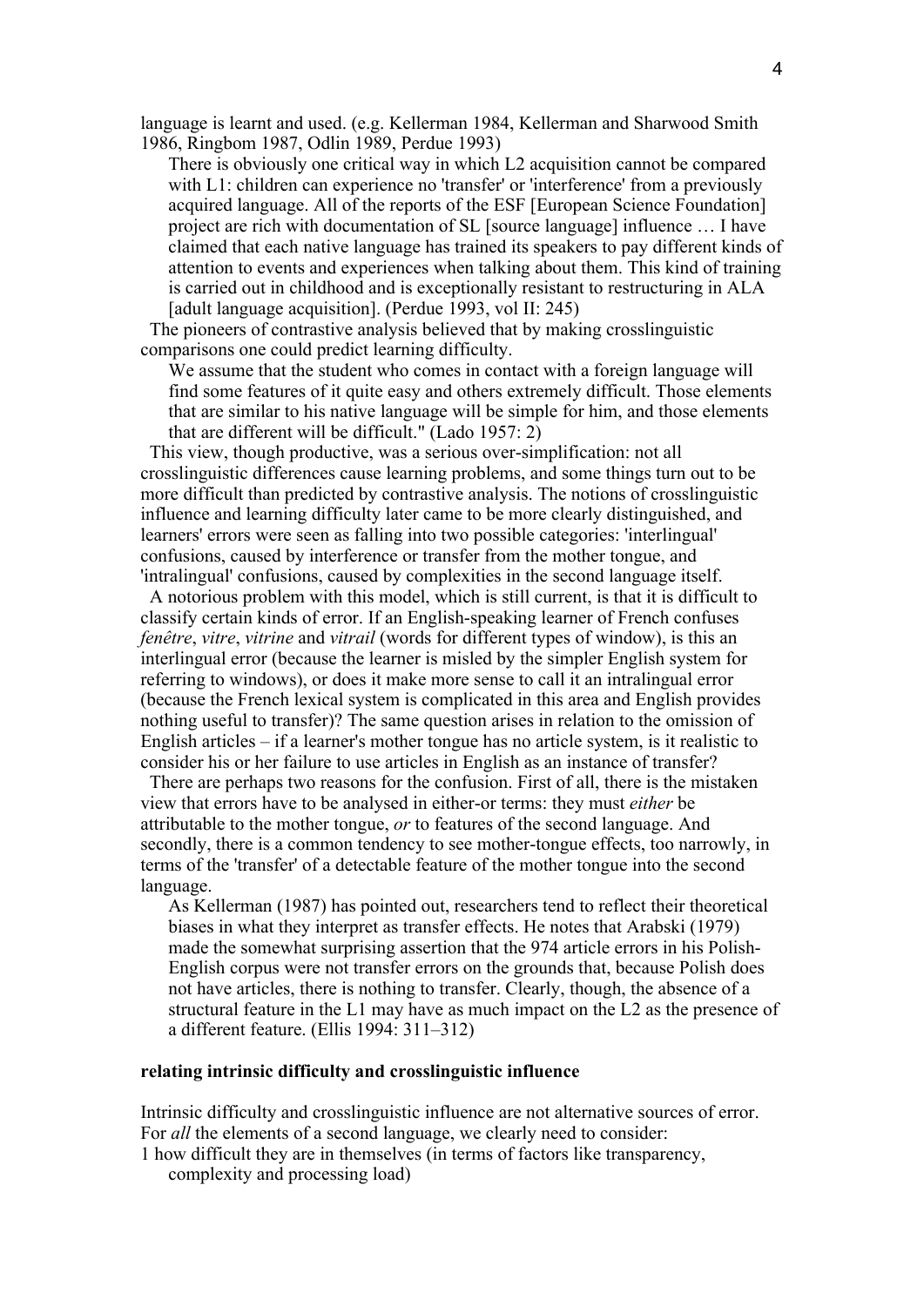language is learnt and used. (e.g. Kellerman 1984, Kellerman and Sharwood Smith 1986, Ringbom 1987, Odlin 1989, Perdue 1993)

> There is obviously one critical way in which L2 acquisition cannot be compared with L1: children can experience no 'transfer' or 'interference' from a previously acquired language. All of the reports of the ESF [European Science Foundation] project are rich with documentation of SL [source language] influence … I have claimed that each native language has trained its speakers to pay different kinds of attention to events and experiences when talking about them. This kind of training is carried out in childhood and is exceptionally resistant to restructuring in ALA [adult language acquisition]. (Perdue 1993, vol II: 245)

The pioneers of contrastive analysis believed that by making crosslinguistic comparisons one could predict learning difficulty.

> We assume that the student who comes in contact with a foreign language will find some features of it quite easy and others extremely difficult. Those elements that are similar to his native language will be simple for him, and those elements that are different will be difficult." (Lado 1957: 2)

This view, though productive, was a serious over-simplification: not all crosslinguistic differences cause learning problems, and some things turn out to be more difficult than predicted by contrastive analysis. The notions of crosslinguistic influence and learning difficulty later came to be more clearly distinguished, and learners' errors were seen as falling into two possible categories: 'interlingual' confusions, caused by interference or transfer from the mother tongue, and 'intralingual' confusions, caused by complexities in the second language itself.

A notorious problem with this model, which is still current, is that it is difficult to classify certain kinds of error. If an English-speaking learner of French confuses *fenêtre*, *vitre*, *vitrine* and *vitrail* (words for different types of window), is this an interlingual error (because the learner is misled by the simpler English system for referring to windows), or does it make more sense to call it an intralingual error (because the French lexical system is complicated in this area and English provides nothing useful to transfer)? The same question arises in relation to the omission of English articles – if a learner's mother tongue has no article system, is it realistic to consider his or her failure to use articles in English as an instance of transfer?

There are perhaps two reasons for the confusion. First of all, there is the mistaken view that errors have to be analysed in either-or terms: they must *either* be attributable to the mother tongue, *or* to features of the second language. And secondly, there is a common tendency to see mother-tongue effects, too narrowly, in terms of the 'transfer' of a detectable feature of the mother tongue into the second language.

> As Kellerman (1987) has pointed out, researchers tend to reflect their theoretical biases in what they interpret as transfer effects. He notes that Arabski (1979) made the somewhat surprising assertion that the 974 article errors in his Polish-English corpus were not transfer errors on the grounds that, because Polish does not have articles, there is nothing to transfer. Clearly, though, the absence of a structural feature in the L1 may have as much impact on the L2 as the presence of a different feature. (Ellis 1994: 311–312)

**relating intrinsic difficulty and crosslinguistic influence**

Intrinsic difficulty and crosslinguistic influence are not alternative sources of error. For *all* the elements of a second language, we clearly need to consider:

1 how difficult they are in themselves (in terms of factors like transparency, complexity and processing load)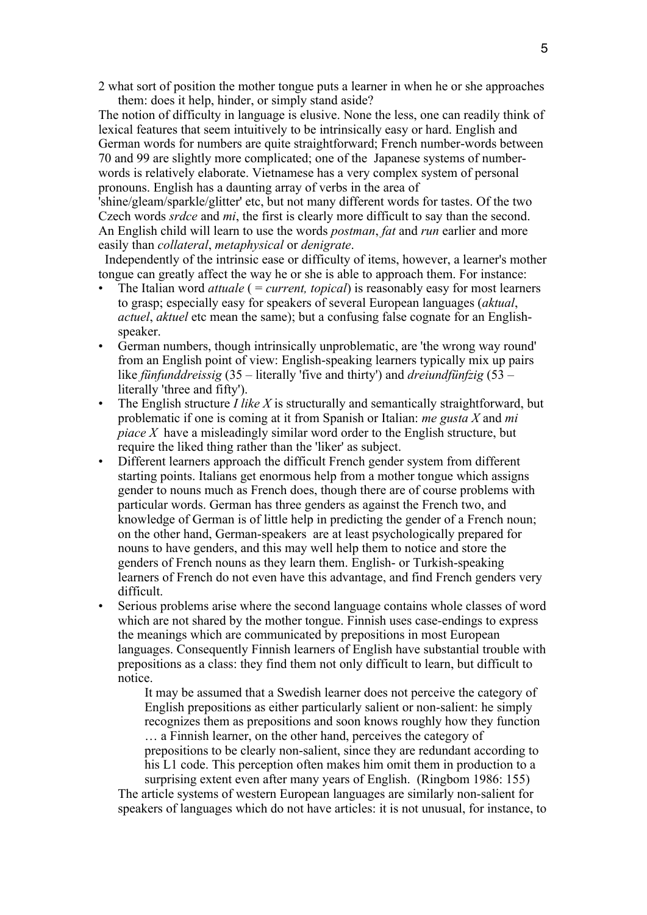2 what sort of position the mother tongue puts a learner in when he or she approaches them: does it help, hinder, or simply stand aside?

The notion of difficulty in language is elusive. None the less, one can readily think of lexical features that seem intuitively to be intrinsically easy or hard. English and German words for numbers are quite straightforward; French number-words between 70 and 99 are slightly more complicated; one of the Japanese systems of number-words is relatively elaborate. Vietnamese has a very complex system of personal pronouns. English has a daunting array of verbs in the area of 'shine/gleam/sparkle/glitter' etc, but not many different words for tastes. Of the two Czech words *srdce* and *mi*, the first is clearly more difficult to say than the second. An English child will learn to use the words *postman*, *fat* and *run* earlier and more easily than *collateral*, *metaphysical* or *denigrate*.

Independently of the intrinsic ease or difficulty of items, however, a learner's mother tongue can greatly affect the way he or she is able to approach them. For instance:

- The Italian word *attuale* ( = *current, topical*) is reasonably easy for most learners to grasp; especially easy for speakers of several European languages (*aktual*, *actuel*, *aktuel* etc mean the same); but a confusing false cognate for an English-speaker.
- German numbers, though intrinsically unproblematic, are 'the wrong way round' from an English point of view: English-speaking learners typically mix up pairs like *fünfunddreissig* (35 – literally 'five and thirty') and *dreiundfünfzig* (53 – literally 'three and fifty').
- The English structure *I like X* is structurally and semantically straightforward, but problematic if one is coming at it from Spanish or Italian: *me gusta X* and *mi piace X* have a misleadingly similar word order to the English structure, but require the liked thing rather than the 'liker' as subject.
- Different learners approach the difficult French gender system from different starting points. Italians get enormous help from a mother tongue which assigns gender to nouns much as French does, though there are of course problems with particular words. German has three genders as against the French two, and knowledge of German is of little help in predicting the gender of a French noun; on the other hand, German-speakers are at least psychologically prepared for nouns to have genders, and this may well help them to notice and store the genders of French nouns as they learn them. English- or Turkish-speaking learners of French do not even have this advantage, and find French genders very difficult.
- Serious problems arise where the second language contains whole classes of word which are not shared by the mother tongue. Finnish uses case-endings to express the meanings which are communicated by prepositions in most European languages. Consequently Finnish learners of English have substantial trouble with prepositions as a class: they find them not only difficult to learn, but difficult to notice.

  > It may be assumed that a Swedish learner does not perceive the category of English prepositions as either particularly salient or non-salient: he simply recognizes them as prepositions and soon knows roughly how they function … a Finnish learner, on the other hand, perceives the category of prepositions to be clearly non-salient, since they are redundant according to his L1 code. This perception often makes him omit them in production to a surprising extent even after many years of English. (Ringbom 1986: 155)

  The article systems of western European languages are similarly non-salient for speakers of languages which do not have articles: it is not unusual, for instance, to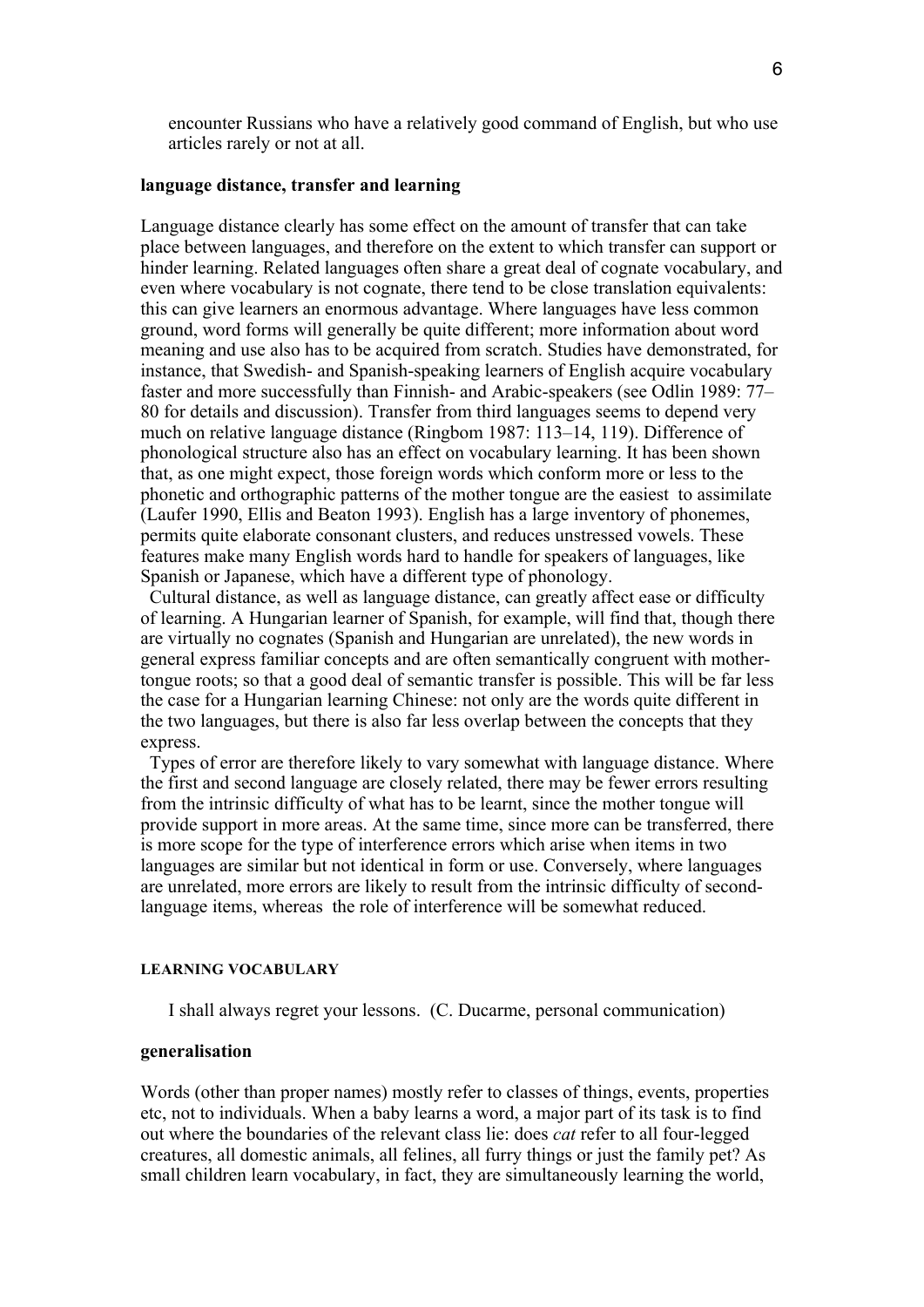encounter Russians who have a relatively good command of English, but who use articles rarely or not at all.

### language distance, transfer and learning

Language distance clearly has some effect on the amount of transfer that can take place between languages, and therefore on the extent to which transfer can support or hinder learning. Related languages often share a great deal of cognate vocabulary, and even where vocabulary is not cognate, there tend to be close translation equivalents: this can give learners an enormous advantage. Where languages have less common ground, word forms will generally be quite different; more information about word meaning and use also has to be acquired from scratch. Studies have demonstrated, for instance, that Swedish- and Spanish-speaking learners of English acquire vocabulary faster and more successfully than Finnish- and Arabic-speakers (see Odlin 1989: 77–80 for details and discussion). Transfer from third languages seems to depend very much on relative language distance (Ringbom 1987: 113–14, 119). Difference of phonological structure also has an effect on vocabulary learning. It has been shown that, as one might expect, those foreign words which conform more or less to the phonetic and orthographic patterns of the mother tongue are the easiest to assimilate (Laufer 1990, Ellis and Beaton 1993). English has a large inventory of phonemes, permits quite elaborate consonant clusters, and reduces unstressed vowels. These features make many English words hard to handle for speakers of languages, like Spanish or Japanese, which have a different type of phonology.

Cultural distance, as well as language distance, can greatly affect ease or difficulty of learning. A Hungarian learner of Spanish, for example, will find that, though there are virtually no cognates (Spanish and Hungarian are unrelated), the new words in general express familiar concepts and are often semantically congruent with mother-tongue roots; so that a good deal of semantic transfer is possible. This will be far less the case for a Hungarian learning Chinese: not only are the words quite different in the two languages, but there is also far less overlap between the concepts that they express.

Types of error are therefore likely to vary somewhat with language distance. Where the first and second language are closely related, there may be fewer errors resulting from the intrinsic difficulty of what has to be learnt, since the mother tongue will provide support in more areas. At the same time, since more can be transferred, there is more scope for the type of interference errors which arise when items in two languages are similar but not identical in form or use. Conversely, where languages are unrelated, more errors are likely to result from the intrinsic difficulty of second-language items, whereas the role of interference will be somewhat reduced.

## LEARNING VOCABULARY

I shall always regret your lessons. (C. Ducarme, personal communication)

### generalisation

Words (other than proper names) mostly refer to classes of things, events, properties etc, not to individuals. When a baby learns a word, a major part of its task is to find out where the boundaries of the relevant class lie: does *cat* refer to all four-legged creatures, all domestic animals, all felines, all furry things or just the family pet? As small children learn vocabulary, in fact, they are simultaneously learning the world,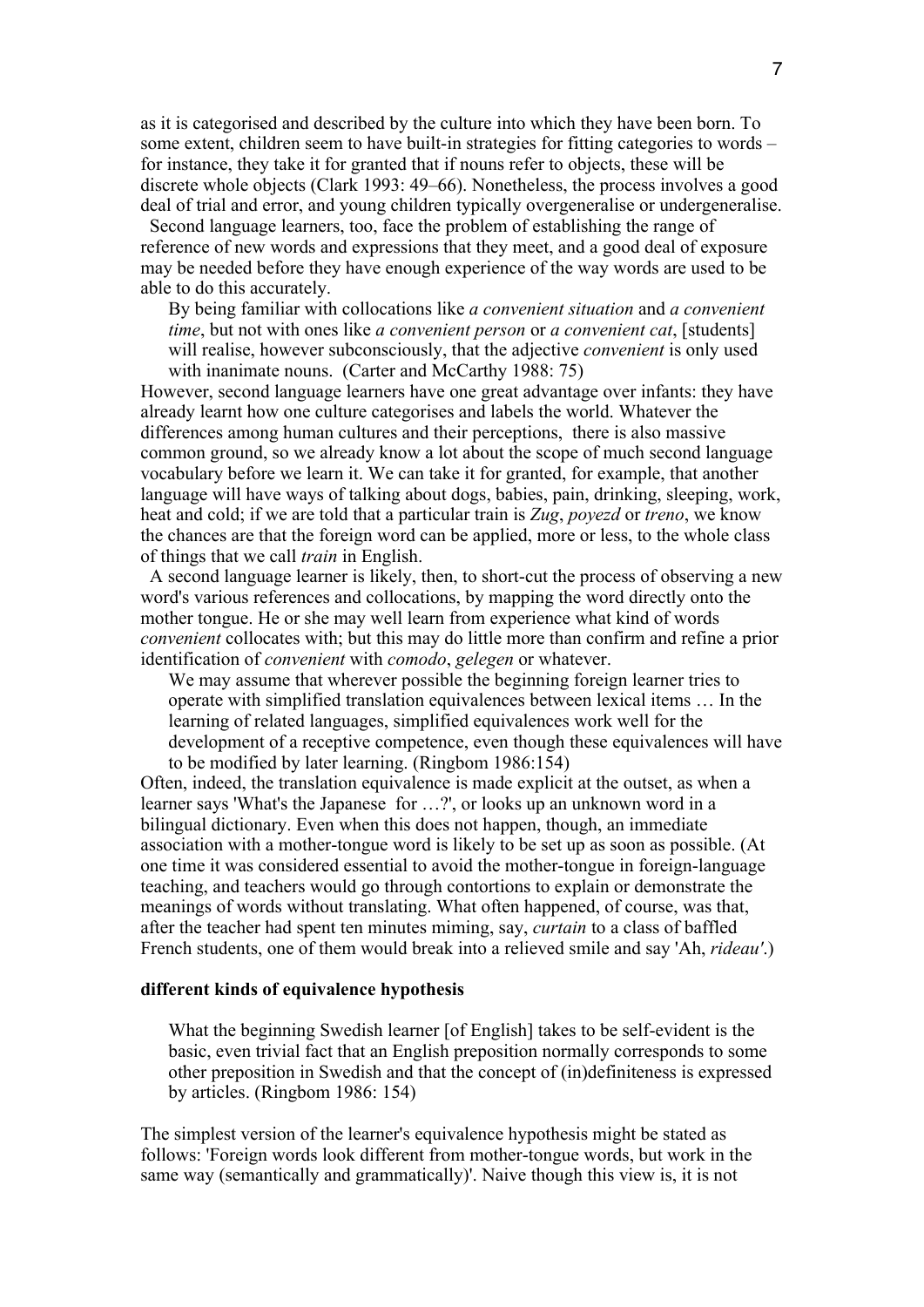as it is categorised and described by the culture into which they have been born. To some extent, children seem to have built-in strategies for fitting categories to words – for instance, they take it for granted that if nouns refer to objects, these will be discrete whole objects (Clark 1993: 49–66). Nonetheless, the process involves a good deal of trial and error, and young children typically overgeneralise or undergeneralise.

Second language learners, too, face the problem of establishing the range of reference of new words and expressions that they meet, and a good deal of exposure may be needed before they have enough experience of the way words are used to be able to do this accurately.

> By being familiar with collocations like *a convenient situation* and *a convenient time*, but not with ones like *a convenient person* or *a convenient cat*, [students] will realise, however subconsciously, that the adjective *convenient* is only used with inanimate nouns. (Carter and McCarthy 1988: 75)

However, second language learners have one great advantage over infants: they have already learnt how one culture categorises and labels the world. Whatever the differences among human cultures and their perceptions, there is also massive common ground, so we already know a lot about the scope of much second language vocabulary before we learn it. We can take it for granted, for example, that another language will have ways of talking about dogs, babies, pain, drinking, sleeping, work, heat and cold; if we are told that a particular train is *Zug*, *poyezd* or *treno*, we know the chances are that the foreign word can be applied, more or less, to the whole class of things that we call *train* in English.

A second language learner is likely, then, to short-cut the process of observing a new word's various references and collocations, by mapping the word directly onto the mother tongue. He or she may well learn from experience what kind of words *convenient* collocates with; but this may do little more than confirm and refine a prior identification of *convenient* with *comodo*, *gelegen* or whatever.

> We may assume that wherever possible the beginning foreign learner tries to operate with simplified translation equivalences between lexical items … In the learning of related languages, simplified equivalences work well for the development of a receptive competence, even though these equivalences will have to be modified by later learning. (Ringbom 1986:154)

Often, indeed, the translation equivalence is made explicit at the outset, as when a learner says 'What's the Japanese for …?', or looks up an unknown word in a bilingual dictionary. Even when this does not happen, though, an immediate association with a mother-tongue word is likely to be set up as soon as possible. (At one time it was considered essential to avoid the mother-tongue in foreign-language teaching, and teachers would go through contortions to explain or demonstrate the meanings of words without translating. What often happened, of course, was that, after the teacher had spent ten minutes miming, say, *curtain* to a class of baffled French students, one of them would break into a relieved smile and say 'Ah, *rideau'*.)

**different kinds of equivalence hypothesis**

> What the beginning Swedish learner [of English] takes to be self-evident is the basic, even trivial fact that an English preposition normally corresponds to some other preposition in Swedish and that the concept of (in)definiteness is expressed by articles. (Ringbom 1986: 154)

The simplest version of the learner's equivalence hypothesis might be stated as follows: 'Foreign words look different from mother-tongue words, but work in the same way (semantically and grammatically)'. Naive though this view is, it is not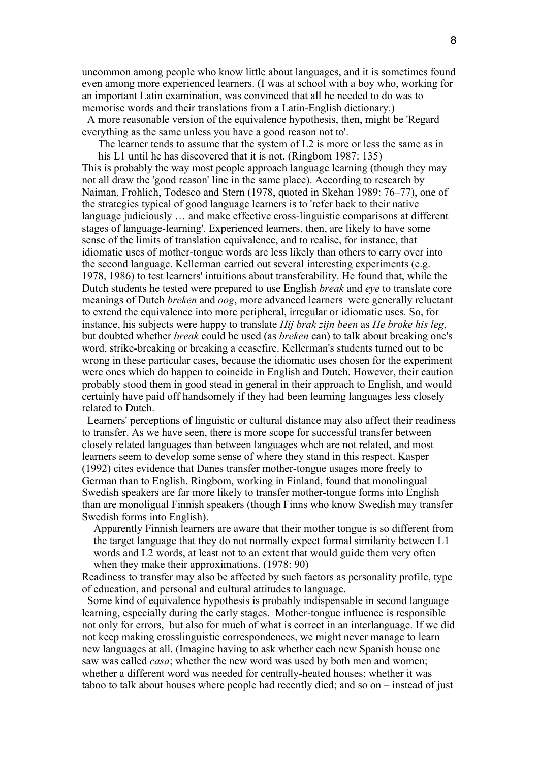uncommon among people who know little about languages, and it is sometimes found even among more experienced learners. (I was at school with a boy who, working for an important Latin examination, was convinced that all he needed to do was to memorise words and their translations from a Latin-English dictionary.)

A more reasonable version of the equivalence hypothesis, then, might be 'Regard everything as the same unless you have a good reason not to'.

> The learner tends to assume that the system of L2 is more or less the same as in his L1 until he has discovered that it is not. (Ringbom 1987: 135)

This is probably the way most people approach language learning (though they may not all draw the 'good reason' line in the same place). According to research by Naiman, Frohlich, Todesco and Stern (1978, quoted in Skehan 1989: 76–77), one of the strategies typical of good language learners is to 'refer back to their native language judiciously … and make effective cross-linguistic comparisons at different stages of language-learning'. Experienced learners, then, are likely to have some sense of the limits of translation equivalence, and to realise, for instance, that idiomatic uses of mother-tongue words are less likely than others to carry over into the second language. Kellerman carried out several interesting experiments (e.g. 1978, 1986) to test learners' intuitions about transferability. He found that, while the Dutch students he tested were prepared to use English *break* and *eye* to translate core meanings of Dutch *breken* and *oog*, more advanced learners were generally reluctant to extend the equivalence into more peripheral, irregular or idiomatic uses. So, for instance, his subjects were happy to translate *Hij brak zijn been* as *He broke his leg*, but doubted whether *break* could be used (as *breken* can) to talk about breaking one's word, strike-breaking or breaking a ceasefire. Kellerman's students turned out to be wrong in these particular cases, because the idiomatic uses chosen for the experiment were ones which do happen to coincide in English and Dutch. However, their caution probably stood them in good stead in general in their approach to English, and would certainly have paid off handsomely if they had been learning languages less closely related to Dutch.

Learners' perceptions of linguistic or cultural distance may also affect their readiness to transfer. As we have seen, there is more scope for successful transfer between closely related languages than between languages whch are not related, and most learners seem to develop some sense of where they stand in this respect. Kasper (1992) cites evidence that Danes transfer mother-tongue usages more freely to German than to English. Ringbom, working in Finland, found that monolingual Swedish speakers are far more likely to transfer mother-tongue forms into English than are monoligual Finnish speakers (though Finns who know Swedish may transfer Swedish forms into English).

> Apparently Finnish learners are aware that their mother tongue is so different from the target language that they do not normally expect formal similarity between L1 words and L2 words, at least not to an extent that would guide them very often when they make their approximations. (1978: 90)

Readiness to transfer may also be affected by such factors as personality profile, type of education, and personal and cultural attitudes to language.

Some kind of equivalence hypothesis is probably indispensable in second language learning, especially during the early stages. Mother-tongue influence is responsible not only for errors, but also for much of what is correct in an interlanguage. If we did not keep making crosslinguistic correspondences, we might never manage to learn new languages at all. (Imagine having to ask whether each new Spanish house one saw was called *casa*; whether the new word was used by both men and women; whether a different word was needed for centrally-heated houses; whether it was taboo to talk about houses where people had recently died; and so on – instead of just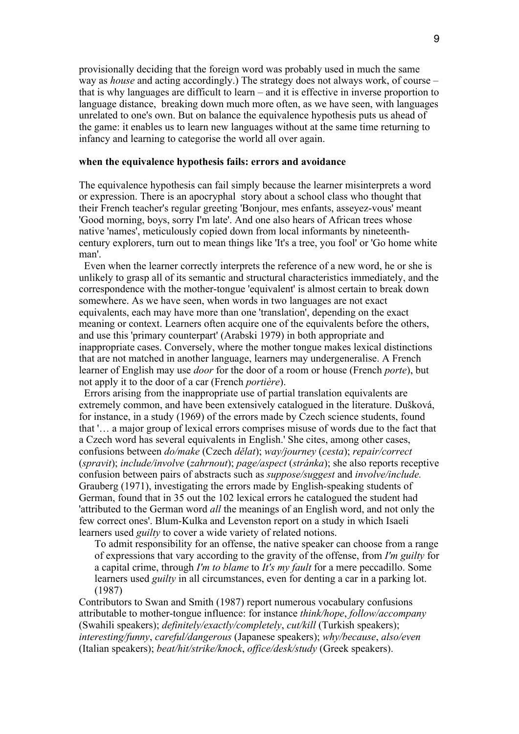provisionally deciding that the foreign word was probably used in much the same way as *house* and acting accordingly.) The strategy does not always work, of course – that is why languages are difficult to learn – and it is effective in inverse proportion to language distance, breaking down much more often, as we have seen, with languages unrelated to one's own. But on balance the equivalence hypothesis puts us ahead of the game: it enables us to learn new languages without at the same time returning to infancy and learning to categorise the world all over again.

**when the equivalence hypothesis fails: errors and avoidance**

The equivalence hypothesis can fail simply because the learner misinterprets a word or expression. There is an apocryphal story about a school class who thought that their French teacher's regular greeting 'Bonjour, mes enfants, asseyez-vous' meant 'Good morning, boys, sorry I'm late'. And one also hears of African trees whose native 'names', meticulously copied down from local informants by nineteenth-century explorers, turn out to mean things like 'It's a tree, you fool' or 'Go home white man'.

Even when the learner correctly interprets the reference of a new word, he or she is unlikely to grasp all of its semantic and structural characteristics immediately, and the correspondence with the mother-tongue 'equivalent' is almost certain to break down somewhere. As we have seen, when words in two languages are not exact equivalents, each may have more than one 'translation', depending on the exact meaning or context. Learners often acquire one of the equivalents before the others, and use this 'primary counterpart' (Arabski 1979) in both appropriate and inappropriate cases. Conversely, where the mother tongue makes lexical distinctions that are not matched in another language, learners may undergeneralise. A French learner of English may use *door* for the door of a room or house (French *porte*), but not apply it to the door of a car (French *portière*).

Errors arising from the inappropriate use of partial translation equivalents are extremely common, and have been extensively catalogued in the literature. Dušková, for instance, in a study (1969) of the errors made by Czech science students, found that '… a major group of lexical errors comprises misuse of words due to the fact that a Czech word has several equivalents in English.' She cites, among other cases, confusions between *do/make* (Czech *dělat*); *way/journey* (*cesta*); *repair/correct* (*spravit*); *include/involve* (*zahrnout*); *page/aspect* (*stránka*); she also reports receptive confusion between pairs of abstracts such as *suppose/suggest* and *involve/include.* Grauberg (1971), investigating the errors made by English-speaking students of German, found that in 35 out the 102 lexical errors he catalogued the student had 'attributed to the German word *all* the meanings of an English word, and not only the few correct ones'. Blum-Kulka and Levenston report on a study in which Isaeli learners used *guilty* to cover a wide variety of related notions.

> To admit responsibility for an offense, the native speaker can choose from a range of expressions that vary according to the gravity of the offense, from *I'm guilty* for a capital crime, through *I'm to blame* to *It's my fault* for a mere peccadillo. Some learners used *guilty* in all circumstances, even for denting a car in a parking lot. (1987)

Contributors to Swan and Smith (1987) report numerous vocabulary confusions attributable to mother-tongue influence: for instance *think/hope*, *follow/accompany* (Swahili speakers); *definitely/exactly/completely*, *cut/kill* (Turkish speakers); *interesting/funny*, *careful/dangerous* (Japanese speakers); *why/because*, *also/even* (Italian speakers); *beat/hit/strike/knock*, *office/desk/study* (Greek speakers).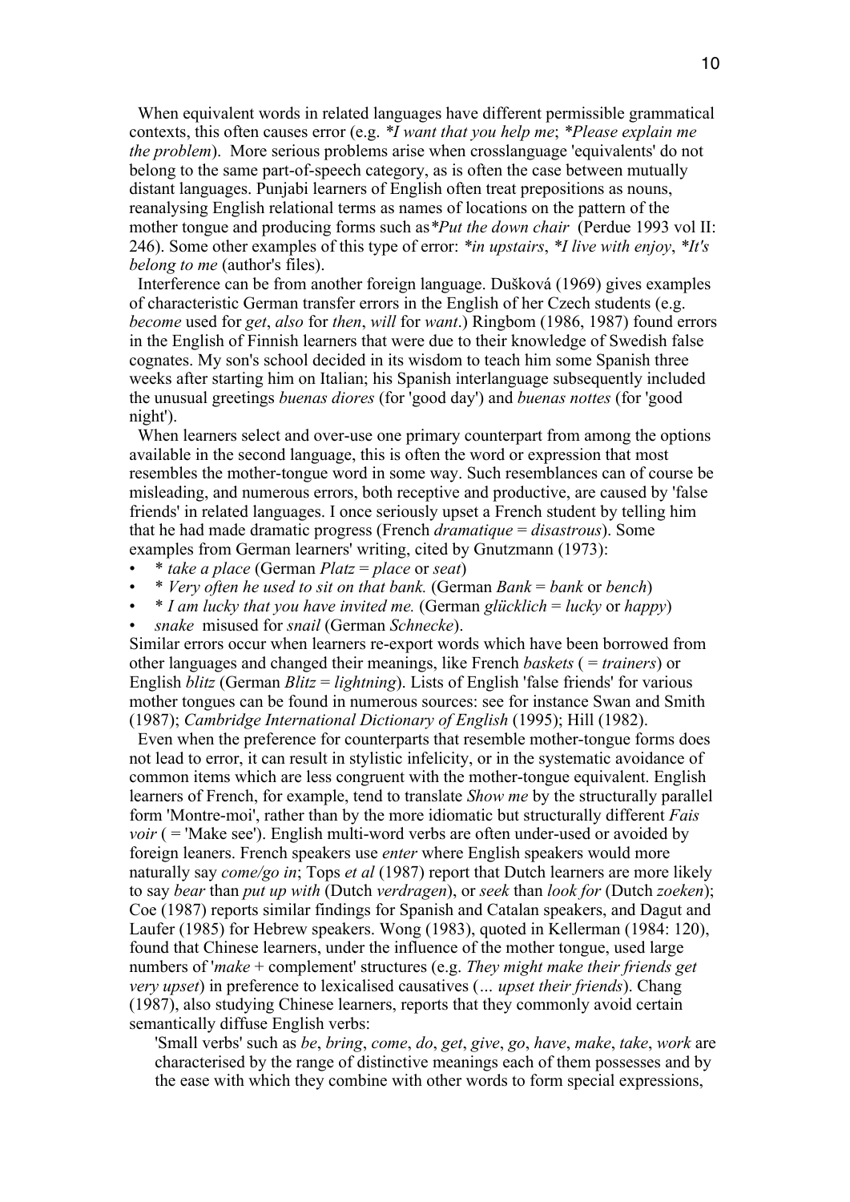When equivalent words in related languages have different permissible grammatical contexts, this often causes error (e.g. *\*I want that you help me*; *\*Please explain me the problem*). More serious problems arise when crosslanguage 'equivalents' do not belong to the same part-of-speech category, as is often the case between mutually distant languages. Punjabi learners of English often treat prepositions as nouns, reanalysing English relational terms as names of locations on the pattern of the mother tongue and producing forms such as *\*Put the down chair* (Perdue 1993 vol II: 246). Some other examples of this type of error: *\*in upstairs*, *\*I live with enjoy*, *\*It's belong to me* (author's files).

Interference can be from another foreign language. Dušková (1969) gives examples of characteristic German transfer errors in the English of her Czech students (e.g. *become* used for *get*, *also* for *then*, *will* for *want*.) Ringbom (1986, 1987) found errors in the English of Finnish learners that were due to their knowledge of Swedish false cognates. My son's school decided in its wisdom to teach him some Spanish three weeks after starting him on Italian; his Spanish interlanguage subsequently included the unusual greetings *buenas diores* (for 'good day') and *buenas nottes* (for 'good night').

When learners select and over-use one primary counterpart from among the options available in the second language, this is often the word or expression that most resembles the mother-tongue word in some way. Such resemblances can of course be misleading, and numerous errors, both receptive and productive, are caused by 'false friends' in related languages. I once seriously upset a French student by telling him that he had made dramatic progress (French *dramatique* = *disastrous*). Some examples from German learners' writing, cited by Gnutzmann (1973):

- \* *take a place* (German *Platz* = *place* or *seat*)
- \* *Very often he used to sit on that bank.* (German *Bank* = *bank* or *bench*)
- \* *I am lucky that you have invited me.* (German *glücklich* = *lucky* or *happy*)
- *snake* misused for *snail* (German *Schnecke*).

Similar errors occur when learners re-export words which have been borrowed from other languages and changed their meanings, like French *baskets* ( = *trainers*) or English *blitz* (German *Blitz* = *lightning*). Lists of English 'false friends' for various mother tongues can be found in numerous sources: see for instance Swan and Smith (1987); *Cambridge International Dictionary of English* (1995); Hill (1982).

Even when the preference for counterparts that resemble mother-tongue forms does not lead to error, it can result in stylistic infelicity, or in the systematic avoidance of common items which are less congruent with the mother-tongue equivalent. English learners of French, for example, tend to translate *Show me* by the structurally parallel form 'Montre-moi', rather than by the more idiomatic but structurally different *Fais voir* ( = 'Make see'). English multi-word verbs are often under-used or avoided by foreign leaners. French speakers use *enter* where English speakers would more naturally say *come/go in*; Tops *et al* (1987) report that Dutch learners are more likely to say *bear* than *put up with* (Dutch *verdragen*), or *seek* than *look for* (Dutch *zoeken*); Coe (1987) reports similar findings for Spanish and Catalan speakers, and Dagut and Laufer (1985) for Hebrew speakers. Wong (1983), quoted in Kellerman (1984: 120), found that Chinese learners, under the influence of the mother tongue, used large numbers of '*make* + complement' structures (e.g. *They might make their friends get very upset*) in preference to lexicalised causatives (*... upset their friends*). Chang (1987), also studying Chinese learners, reports that they commonly avoid certain semantically diffuse English verbs:

> 'Small verbs' such as *be*, *bring*, *come*, *do*, *get*, *give*, *go*, *have*, *make*, *take*, *work* are characterised by the range of distinctive meanings each of them possesses and by the ease with which they combine with other words to form special expressions,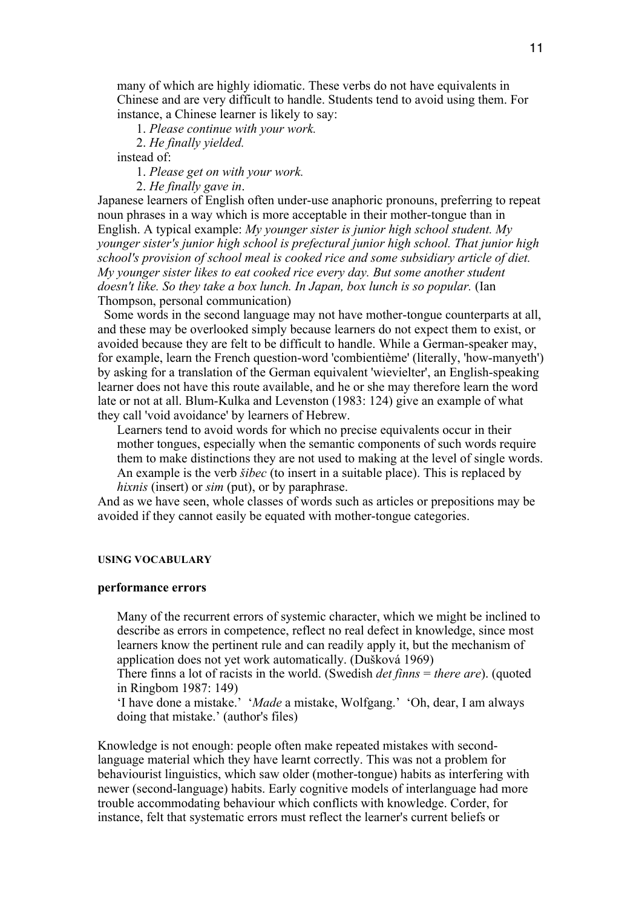many of which are highly idiomatic. These verbs do not have equivalents in Chinese and are very difficult to handle. Students tend to avoid using them. For instance, a Chinese learner is likely to say:

1. *Please continue with your work.*
2. *He finally yielded.*

instead of:

1. *Please get on with your work.*
2. *He finally gave in*.

Japanese learners of English often under-use anaphoric pronouns, preferring to repeat noun phrases in a way which is more acceptable in their mother-tongue than in English. A typical example: *My younger sister is junior high school student. My younger sister's junior high school is prefectural junior high school. That junior high school's provision of school meal is cooked rice and some subsidiary article of diet. My younger sister likes to eat cooked rice every day. But some another student doesn't like. So they take a box lunch. In Japan, box lunch is so popular.* (Ian Thompson, personal communication)

Some words in the second language may not have mother-tongue counterparts at all, and these may be overlooked simply because learners do not expect them to exist, or avoided because they are felt to be difficult to handle. While a German-speaker may, for example, learn the French question-word 'combientième' (literally, 'how-manyeth') by asking for a translation of the German equivalent 'wievielter', an English-speaking learner does not have this route available, and he or she may therefore learn the word late or not at all. Blum-Kulka and Levenston (1983: 124) give an example of what they call 'void avoidance' by learners of Hebrew.

> Learners tend to avoid words for which no precise equivalents occur in their mother tongues, especially when the semantic components of such words require them to make distinctions they are not used to making at the level of single words. An example is the verb *šibec* (to insert in a suitable place). This is replaced by *hixnis* (insert) or *sim* (put), or by paraphrase.

And as we have seen, whole classes of words such as articles or prepositions may be avoided if they cannot easily be equated with mother-tongue categories.

## USING VOCABULARY

### performance errors

> Many of the recurrent errors of systemic character, which we might be inclined to describe as errors in competence, reflect no real defect in knowledge, since most learners know the pertinent rule and can readily apply it, but the mechanism of application does not yet work automatically. (Dušková 1969)
>
> There finns a lot of racists in the world. (Swedish *det finns* = *there are*). (quoted in Ringbom 1987: 149)
>
> 'I have done a mistake.' '*Made* a mistake, Wolfgang.' 'Oh, dear, I am always doing that mistake.' (author's files)

Knowledge is not enough: people often make repeated mistakes with second-language material which they have learnt correctly. This was not a problem for behaviourist linguistics, which saw older (mother-tongue) habits as interfering with newer (second-language) habits. Early cognitive models of interlanguage had more trouble accommodating behaviour which conflicts with knowledge. Corder, for instance, felt that systematic errors must reflect the learner's current beliefs or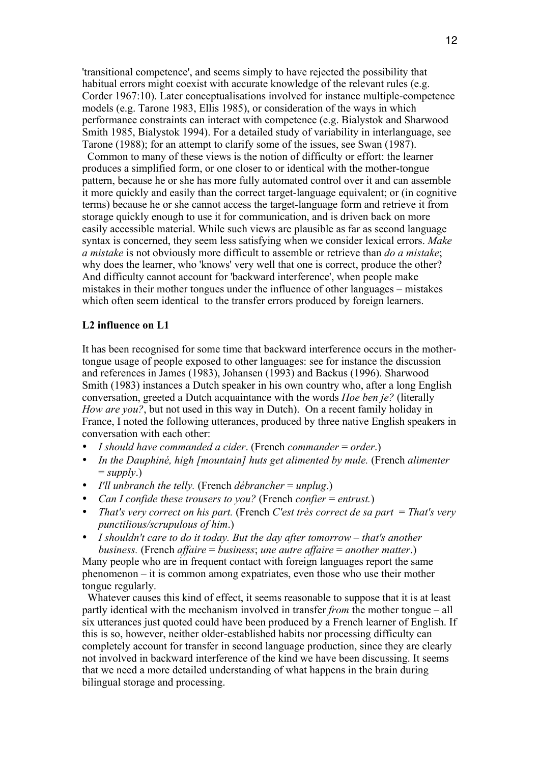'transitional competence', and seems simply to have rejected the possibility that habitual errors might coexist with accurate knowledge of the relevant rules (e.g. Corder 1967:10). Later conceptualisations involved for instance multiple-competence models (e.g. Tarone 1983, Ellis 1985), or consideration of the ways in which performance constraints can interact with competence (e.g. Bialystok and Sharwood Smith 1985, Bialystok 1994). For a detailed study of variability in interlanguage, see Tarone (1988); for an attempt to clarify some of the issues, see Swan (1987).

Common to many of these views is the notion of difficulty or effort: the learner produces a simplified form, or one closer to or identical with the mother-tongue pattern, because he or she has more fully automated control over it and can assemble it more quickly and easily than the correct target-language equivalent; or (in cognitive terms) because he or she cannot access the target-language form and retrieve it from storage quickly enough to use it for communication, and is driven back on more easily accessible material. While such views are plausible as far as second language syntax is concerned, they seem less satisfying when we consider lexical errors. *Make a mistake* is not obviously more difficult to assemble or retrieve than *do a mistake*; why does the learner, who 'knows' very well that one is correct, produce the other? And difficulty cannot account for 'backward interference', when people make mistakes in their mother tongues under the influence of other languages – mistakes which often seem identical to the transfer errors produced by foreign learners.

**L2 influence on L1**

It has been recognised for some time that backward interference occurs in the mother-tongue usage of people exposed to other languages: see for instance the discussion and references in James (1983), Johansen (1993) and Backus (1996). Sharwood Smith (1983) instances a Dutch speaker in his own country who, after a long English conversation, greeted a Dutch acquaintance with the words *Hoe ben je?* (literally *How are you?*, but not used in this way in Dutch). On a recent family holiday in France, I noted the following utterances, produced by three native English speakers in conversation with each other:

- *I should have commanded a cider*. (French *commander* = *order*.)
- *In the Dauphiné, high [mountain] huts get alimented by mule.* (French *alimenter* = *supply*.)
- *I'll unbranch the telly.* (French *débrancher* = *unplug*.)
- *Can I confide these trousers to you?* (French *confier* = *entrust.*)
- *That's very correct on his part.* (French *C'est très correct de sa part* = *That's very punctilious/scrupulous of him*.)
- *I shouldn't care to do it today. But the day after tomorrow – that's another business.* (French *affaire* = *business*; *une autre affaire* = *another matter*.)

Many people who are in frequent contact with foreign languages report the same phenomenon – it is common among expatriates, even those who use their mother tongue regularly.

Whatever causes this kind of effect, it seems reasonable to suppose that it is at least partly identical with the mechanism involved in transfer *from* the mother tongue – all six utterances just quoted could have been produced by a French learner of English. If this is so, however, neither older-established habits nor processing difficulty can completely account for transfer in second language production, since they are clearly not involved in backward interference of the kind we have been discussing. It seems that we need a more detailed understanding of what happens in the brain during bilingual storage and processing.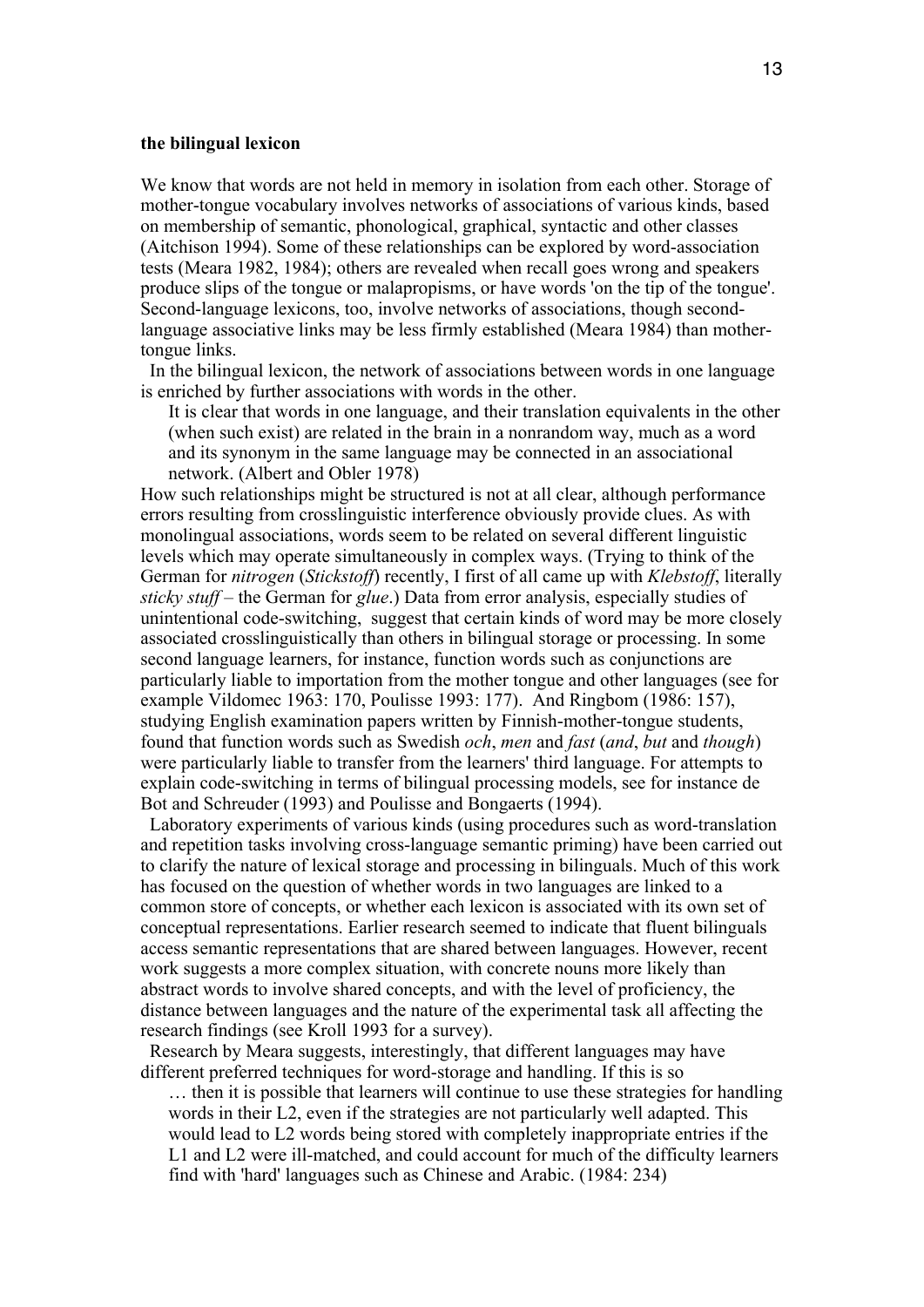**the bilingual lexicon**

We know that words are not held in memory in isolation from each other. Storage of mother-tongue vocabulary involves networks of associations of various kinds, based on membership of semantic, phonological, graphical, syntactic and other classes (Aitchison 1994). Some of these relationships can be explored by word-association tests (Meara 1982, 1984); others are revealed when recall goes wrong and speakers produce slips of the tongue or malapropisms, or have words 'on the tip of the tongue'. Second-language lexicons, too, involve networks of associations, though second-language associative links may be less firmly established (Meara 1984) than mother-tongue links.

In the bilingual lexicon, the network of associations between words in one language is enriched by further associations with words in the other.

> It is clear that words in one language, and their translation equivalents in the other (when such exist) are related in the brain in a nonrandom way, much as a word and its synonym in the same language may be connected in an associational network. (Albert and Obler 1978)

How such relationships might be structured is not at all clear, although performance errors resulting from crosslinguistic interference obviously provide clues. As with monolingual associations, words seem to be related on several different linguistic levels which may operate simultaneously in complex ways. (Trying to think of the German for *nitrogen* (*Stickstoff*) recently, I first of all came up with *Klebstoff*, literally *sticky stuff* – the German for *glue*.) Data from error analysis, especially studies of unintentional code-switching, suggest that certain kinds of word may be more closely associated crosslinguistically than others in bilingual storage or processing. In some second language learners, for instance, function words such as conjunctions are particularly liable to importation from the mother tongue and other languages (see for example Vildomec 1963: 170, Poulisse 1993: 177). And Ringbom (1986: 157), studying English examination papers written by Finnish-mother-tongue students, found that function words such as Swedish *och*, *men* and *fast* (*and*, *but* and *though*) were particularly liable to transfer from the learners' third language. For attempts to explain code-switching in terms of bilingual processing models, see for instance de Bot and Schreuder (1993) and Poulisse and Bongaerts (1994).

Laboratory experiments of various kinds (using procedures such as word-translation and repetition tasks involving cross-language semantic priming) have been carried out to clarify the nature of lexical storage and processing in bilinguals. Much of this work has focused on the question of whether words in two languages are linked to a common store of concepts, or whether each lexicon is associated with its own set of conceptual representations. Earlier research seemed to indicate that fluent bilinguals access semantic representations that are shared between languages. However, recent work suggests a more complex situation, with concrete nouns more likely than abstract words to involve shared concepts, and with the level of proficiency, the distance between languages and the nature of the experimental task all affecting the research findings (see Kroll 1993 for a survey).

Research by Meara suggests, interestingly, that different languages may have different preferred techniques for word-storage and handling. If this is so

> … then it is possible that learners will continue to use these strategies for handling words in their L2, even if the strategies are not particularly well adapted. This would lead to L2 words being stored with completely inappropriate entries if the L1 and L2 were ill-matched, and could account for much of the difficulty learners find with 'hard' languages such as Chinese and Arabic. (1984: 234)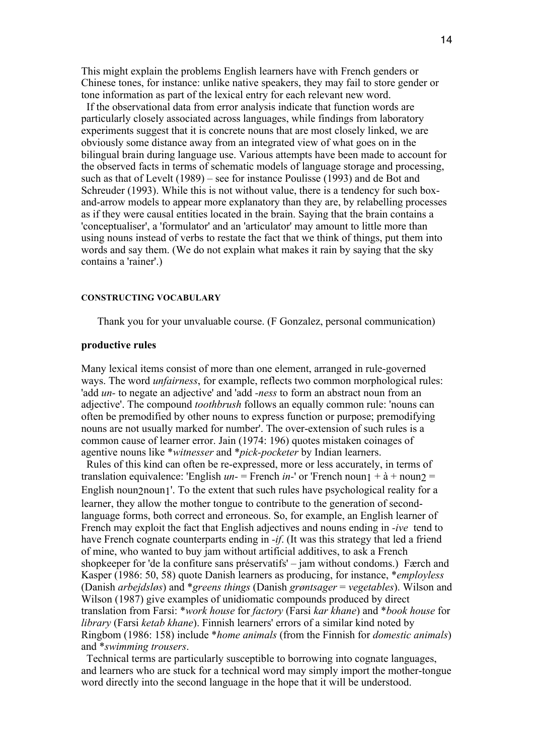This might explain the problems English learners have with French genders or Chinese tones, for instance: unlike native speakers, they may fail to store gender or tone information as part of the lexical entry for each relevant new word.

If the observational data from error analysis indicate that function words are particularly closely associated across languages, while findings from laboratory experiments suggest that it is concrete nouns that are most closely linked, we are obviously some distance away from an integrated view of what goes on in the bilingual brain during language use. Various attempts have been made to account for the observed facts in terms of schematic models of language storage and processing, such as that of Levelt (1989) – see for instance Poulisse (1993) and de Bot and Schreuder (1993). While this is not without value, there is a tendency for such box-and-arrow models to appear more explanatory than they are, by relabelling processes as if they were causal entities located in the brain. Saying that the brain contains a 'conceptualiser', a 'formulator' and an 'articulator' may amount to little more than using nouns instead of verbs to restate the fact that we think of things, put them into words and say them. (We do not explain what makes it rain by saying that the sky contains a 'rainer'.)

#### CONSTRUCTING VOCABULARY

Thank you for your unvaluable course. (F Gonzalez, personal communication)

**productive rules**

Many lexical items consist of more than one element, arranged in rule-governed ways. The word *unfairness*, for example, reflects two common morphological rules: 'add *un-* to negate an adjective' and 'add *-ness* to form an abstract noun from an adjective'. The compound *toothbrush* follows an equally common rule: 'nouns can often be premodified by other nouns to express function or purpose; premodifying nouns are not usually marked for number'. The over-extension of such rules is a common cause of learner error. Jain (1974: 196) quotes mistaken coinages of agentive nouns like **witnesser* and **pick-pocketer* by Indian learners.

Rules of this kind can often be re-expressed, more or less accurately, in terms of translation equivalence: 'English *un-* = French *in-*' or 'French $\text{noun}_1$ + à + $\text{noun}_2$ = English $\text{noun}_2\text{noun}_1$'. To the extent that such rules have psychological reality for a learner, they allow the mother tongue to contribute to the generation of second-language forms, both correct and erroneous. So, for example, an English learner of French may exploit the fact that English adjectives and nouns ending in *-ive* tend to have French cognate counterparts ending in *-if*. (It was this strategy that led a friend of mine, who wanted to buy jam without artificial additives, to ask a French shopkeeper for 'de la confiture sans préservatifs' – jam without condoms.) Færch and Kasper (1986: 50, 58) quote Danish learners as producing, for instance, **employless* (Danish *arbejdsløs*) and **greens things* (Danish *grøntsager* = *vegetables*). Wilson and Wilson (1987) give examples of unidiomatic compounds produced by direct translation from Farsi: **work house* for *factory* (Farsi *kar khane*) and **book house* for *library* (Farsi *ketab khane*). Finnish learners' errors of a similar kind noted by Ringbom (1986: 158) include **home animals* (from the Finnish for *domestic animals*) and **swimming trousers*.

Technical terms are particularly susceptible to borrowing into cognate languages, and learners who are stuck for a technical word may simply import the mother-tongue word directly into the second language in the hope that it will be understood.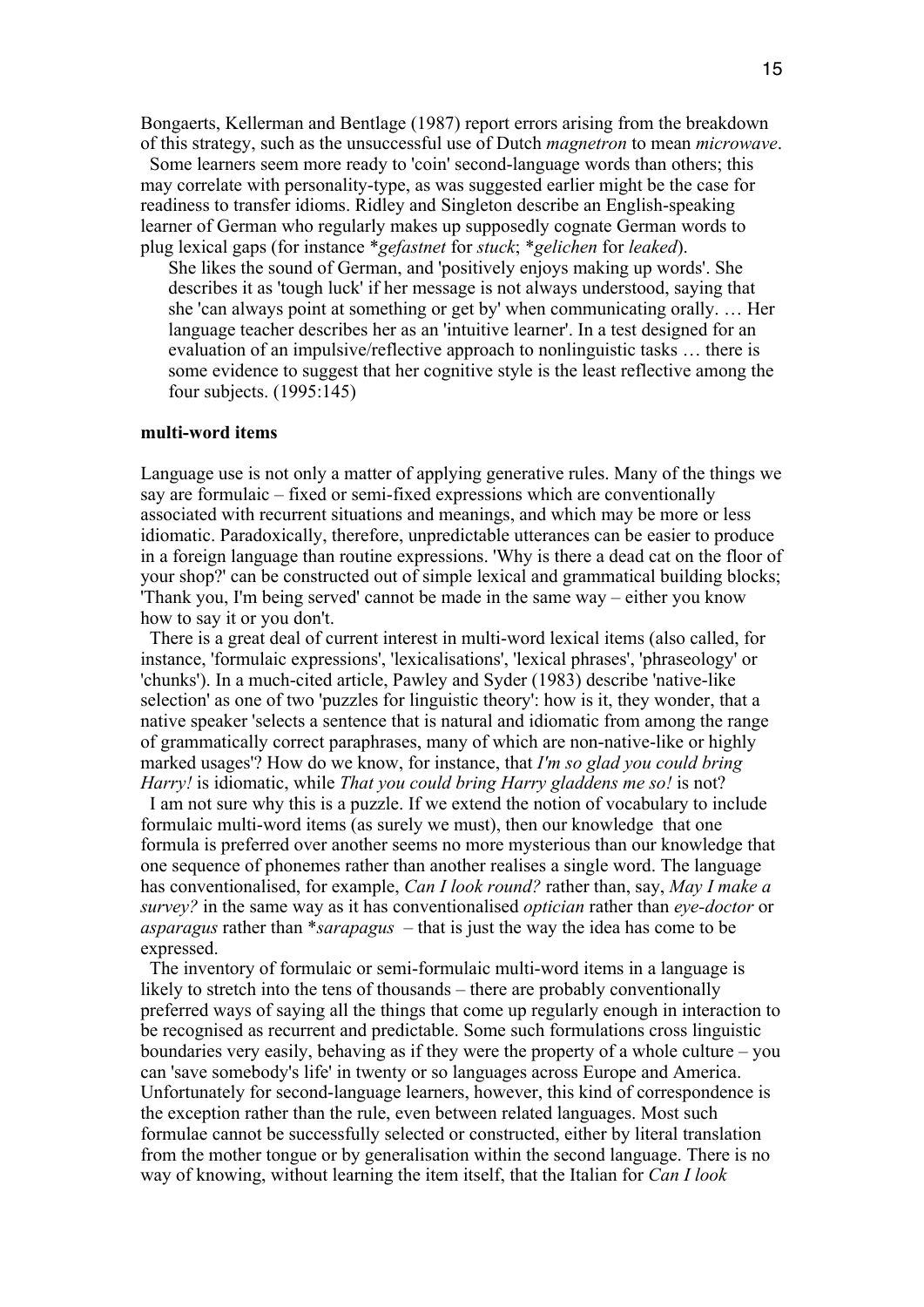Bongaerts, Kellerman and Bentlage (1987) report errors arising from the breakdown of this strategy, such as the unsuccessful use of Dutch *magnetron* to mean *microwave*.

Some learners seem more ready to 'coin' second-language words than others; this may correlate with personality-type, as was suggested earlier might be the case for readiness to transfer idioms. Ridley and Singleton describe an English-speaking learner of German who regularly makes up supposedly cognate German words to plug lexical gaps (for instance **gefastnet* for *stuck*; **gelichen* for *leaked*).

> She likes the sound of German, and 'positively enjoys making up words'. She describes it as 'tough luck' if her message is not always understood, saying that she 'can always point at something or get by' when communicating orally. … Her language teacher describes her as an 'intuitive learner'. In a test designed for an evaluation of an impulsive/reflective approach to nonlinguistic tasks … there is some evidence to suggest that her cognitive style is the least reflective among the four subjects. (1995:145)

**multi-word items**

Language use is not only a matter of applying generative rules. Many of the things we say are formulaic – fixed or semi-fixed expressions which are conventionally associated with recurrent situations and meanings, and which may be more or less idiomatic. Paradoxically, therefore, unpredictable utterances can be easier to produce in a foreign language than routine expressions. 'Why is there a dead cat on the floor of your shop?' can be constructed out of simple lexical and grammatical building blocks; 'Thank you, I'm being served' cannot be made in the same way – either you know how to say it or you don't.

There is a great deal of current interest in multi-word lexical items (also called, for instance, 'formulaic expressions', 'lexicalisations', 'lexical phrases', 'phraseology' or 'chunks'). In a much-cited article, Pawley and Syder (1983) describe 'native-like selection' as one of two 'puzzles for linguistic theory': how is it, they wonder, that a native speaker 'selects a sentence that is natural and idiomatic from among the range of grammatically correct paraphrases, many of which are non-native-like or highly marked usages'? How do we know, for instance, that *I'm so glad you could bring Harry!* is idiomatic, while *That you could bring Harry gladdens me so!* is not?

I am not sure why this is a puzzle. If we extend the notion of vocabulary to include formulaic multi-word items (as surely we must), then our knowledge that one formula is preferred over another seems no more mysterious than our knowledge that one sequence of phonemes rather than another realises a single word. The language has conventionalised, for example, *Can I look round?* rather than, say, *May I make a survey?* in the same way as it has conventionalised *optician* rather than *eye-doctor* or *asparagus* rather than **sarapagus* – that is just the way the idea has come to be expressed.

The inventory of formulaic or semi-formulaic multi-word items in a language is likely to stretch into the tens of thousands – there are probably conventionally preferred ways of saying all the things that come up regularly enough in interaction to be recognised as recurrent and predictable. Some such formulations cross linguistic boundaries very easily, behaving as if they were the property of a whole culture – you can 'save somebody's life' in twenty or so languages across Europe and America. Unfortunately for second-language learners, however, this kind of correspondence is the exception rather than the rule, even between related languages. Most such formulae cannot be successfully selected or constructed, either by literal translation from the mother tongue or by generalisation within the second language. There is no way of knowing, without learning the item itself, that the Italian for *Can I look*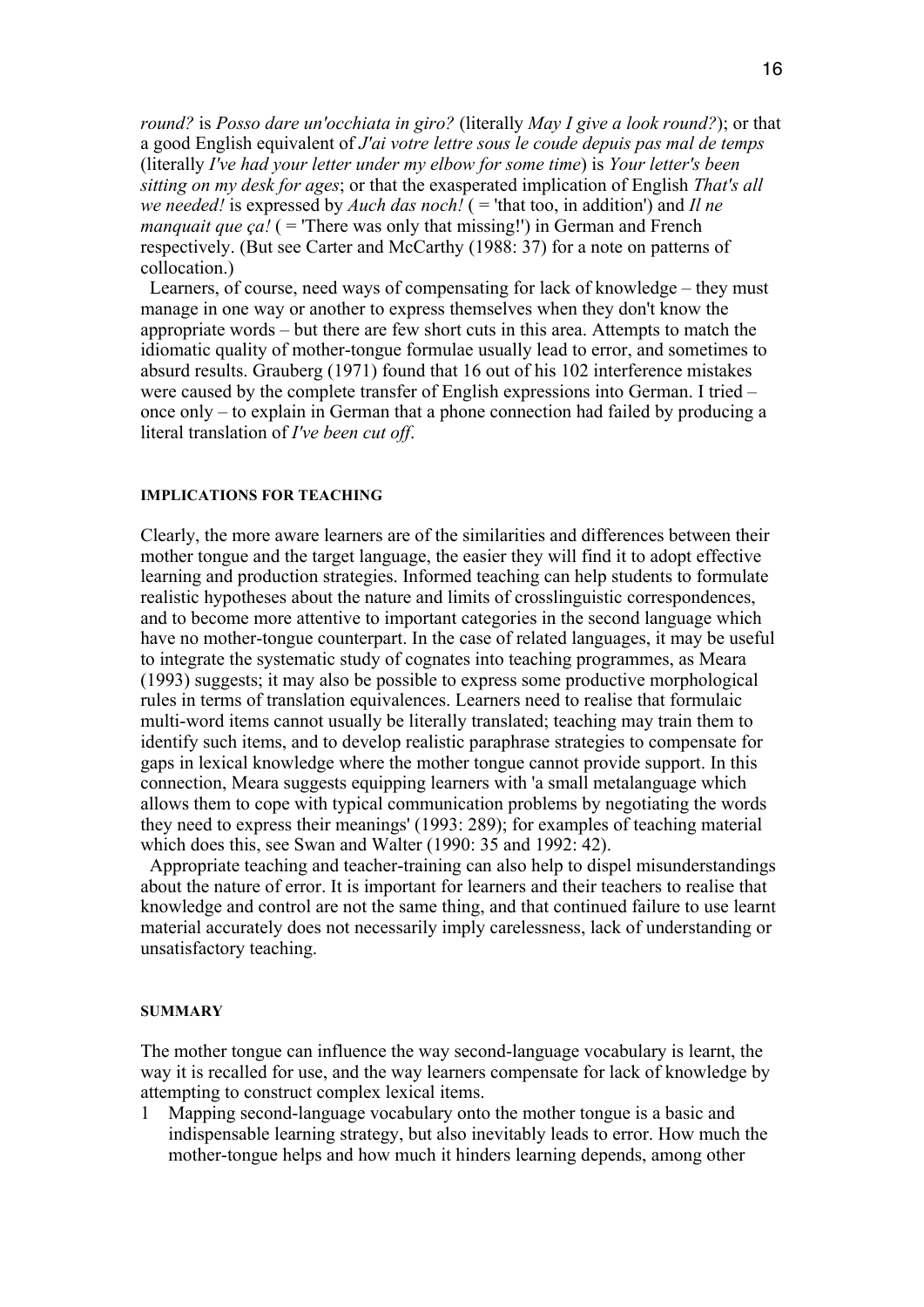*round?* is *Posso dare un'occhiata in giro?* (literally *May I give a look round?*); or that a good English equivalent of *J'ai votre lettre sous le coude depuis pas mal de temps* (literally *I've had your letter under my elbow for some time*) is *Your letter's been sitting on my desk for ages*; or that the exasperated implication of English *That's all we needed!* is expressed by *Auch das noch!* ( = 'that too, in addition') and *Il ne manquait que ça!* ( = 'There was only that missing!') in German and French respectively. (But see Carter and McCarthy (1988: 37) for a note on patterns of collocation.)

Learners, of course, need ways of compensating for lack of knowledge – they must manage in one way or another to express themselves when they don't know the appropriate words – but there are few short cuts in this area. Attempts to match the idiomatic quality of mother-tongue formulae usually lead to error, and sometimes to absurd results. Grauberg (1971) found that 16 out of his 102 interference mistakes were caused by the complete transfer of English expressions into German. I tried – once only – to explain in German that a phone connection had failed by producing a literal translation of *I've been cut off*.

## IMPLICATIONS FOR TEACHING

Clearly, the more aware learners are of the similarities and differences between their mother tongue and the target language, the easier they will find it to adopt effective learning and production strategies. Informed teaching can help students to formulate realistic hypotheses about the nature and limits of crosslinguistic correspondences, and to become more attentive to important categories in the second language which have no mother-tongue counterpart. In the case of related languages, it may be useful to integrate the systematic study of cognates into teaching programmes, as Meara (1993) suggests; it may also be possible to express some productive morphological rules in terms of translation equivalences. Learners need to realise that formulaic multi-word items cannot usually be literally translated; teaching may train them to identify such items, and to develop realistic paraphrase strategies to compensate for gaps in lexical knowledge where the mother tongue cannot provide support. In this connection, Meara suggests equipping learners with 'a small metalanguage which allows them to cope with typical communication problems by negotiating the words they need to express their meanings' (1993: 289); for examples of teaching material which does this, see Swan and Walter (1990: 35 and 1992: 42).

Appropriate teaching and teacher-training can also help to dispel misunderstandings about the nature of error. It is important for learners and their teachers to realise that knowledge and control are not the same thing, and that continued failure to use learnt material accurately does not necessarily imply carelessness, lack of understanding or unsatisfactory teaching.

## SUMMARY

The mother tongue can influence the way second-language vocabulary is learnt, the way it is recalled for use, and the way learners compensate for lack of knowledge by attempting to construct complex lexical items.

1. Mapping second-language vocabulary onto the mother tongue is a basic and indispensable learning strategy, but also inevitably leads to error. How much the mother-tongue helps and how much it hinders learning depends, among other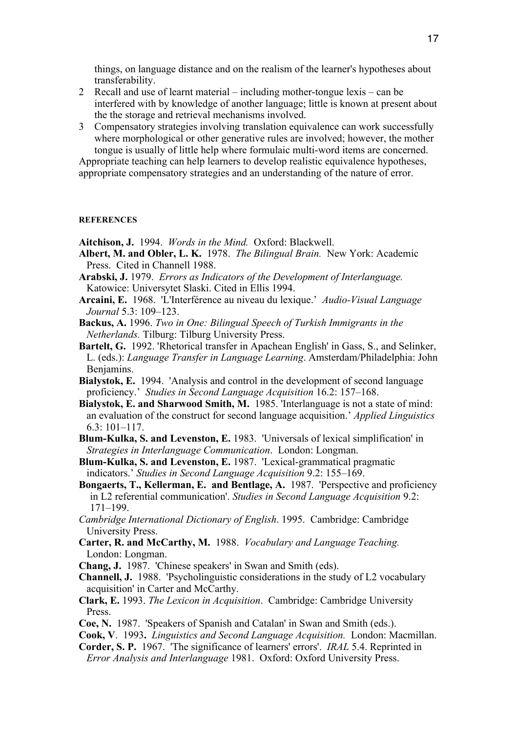things, on language distance and on the realism of the learner's hypotheses about transferability.

2. Recall and use of learnt material – including mother-tongue lexis – can be interfered with by knowledge of another language; little is known at present about the the storage and retrieval mechanisms involved.
3. Compensatory strategies involving translation equivalence can work successfully where morphological or other generative rules are involved; however, the mother tongue is usually of little help where formulaic multi-word items are concerned.

Appropriate teaching can help learners to develop realistic equivalence hypotheses, appropriate compensatory strategies and an understanding of the nature of error.

#### REFERENCES

**Aitchison, J.** 1994. *Words in the Mind.* Oxford: Blackwell.

**Albert, M. and Obler, L. K.** 1978. *The Bilingual Brain.* New York: Academic Press. Cited in Channell 1988.

**Arabski, J.** 1979. *Errors as Indicators of the Development of Interlanguage.* Katowice: Universytet Slaski. Cited in Ellis 1994.

**Arcaini, E.** 1968. 'L'Interférence au niveau du lexique.' *Audio-Visual Language Journal* 5.3: 109–123.

**Backus, A.** 1996. *Two in One: Bilingual Speech of Turkish Immigrants in the Netherlands.* Tilburg: Tilburg University Press.

**Bartelt, G.** 1992. 'Rhetorical transfer in Apachean English' in Gass, S., and Selinker, L. (eds.): *Language Transfer in Language Learning*. Amsterdam/Philadelphia: John Benjamins.

**Bialystok, E.** 1994. 'Analysis and control in the development of second language proficiency.' *Studies in Second Language Acquisition* 16.2: 157–168.

**Bialystok, E. and Sharwood Smith, M.** 1985. 'Interlanguage is not a state of mind: an evaluation of the construct for second language acquisition.' *Applied Linguistics* 6.3: 101–117.

**Blum-Kulka, S. and Levenston, E.** 1983. 'Universals of lexical simplification' in *Strategies in Interlanguage Communication*. London: Longman.

**Blum-Kulka, S. and Levenston, E.** 1987. 'Lexical-grammatical pragmatic indicators.' *Studies in Second Language Acquisition* 9.2: 155–169.

**Bongaerts, T., Kellerman, E. and Bentlage, A.** 1987. 'Perspective and proficiency in L2 referential communication'. *Studies in Second Language Acquisition* 9.2: 171–199.

*Cambridge International Dictionary of English*. 1995. Cambridge: Cambridge University Press.

**Carter, R. and McCarthy, M.** 1988. *Vocabulary and Language Teaching.* London: Longman.

**Chang, J.** 1987. 'Chinese speakers' in Swan and Smith (eds).

**Channell, J.** 1988. 'Psycholinguistic considerations in the study of L2 vocabulary acquisition' in Carter and McCarthy.

**Clark, E.** 1993. *The Lexicon in Acquisition*. Cambridge: Cambridge University Press.

**Coe, N.** 1987. 'Speakers of Spanish and Catalan' in Swan and Smith (eds.).

**Cook, V**. 1993**.** *Linguistics and Second Language Acquisition.* London: Macmillan.

**Corder, S. P.** 1967. 'The significance of learners' errors'. *IRAL* 5.4. Reprinted in *Error Analysis and Interlanguage* 1981. Oxford: Oxford University Press.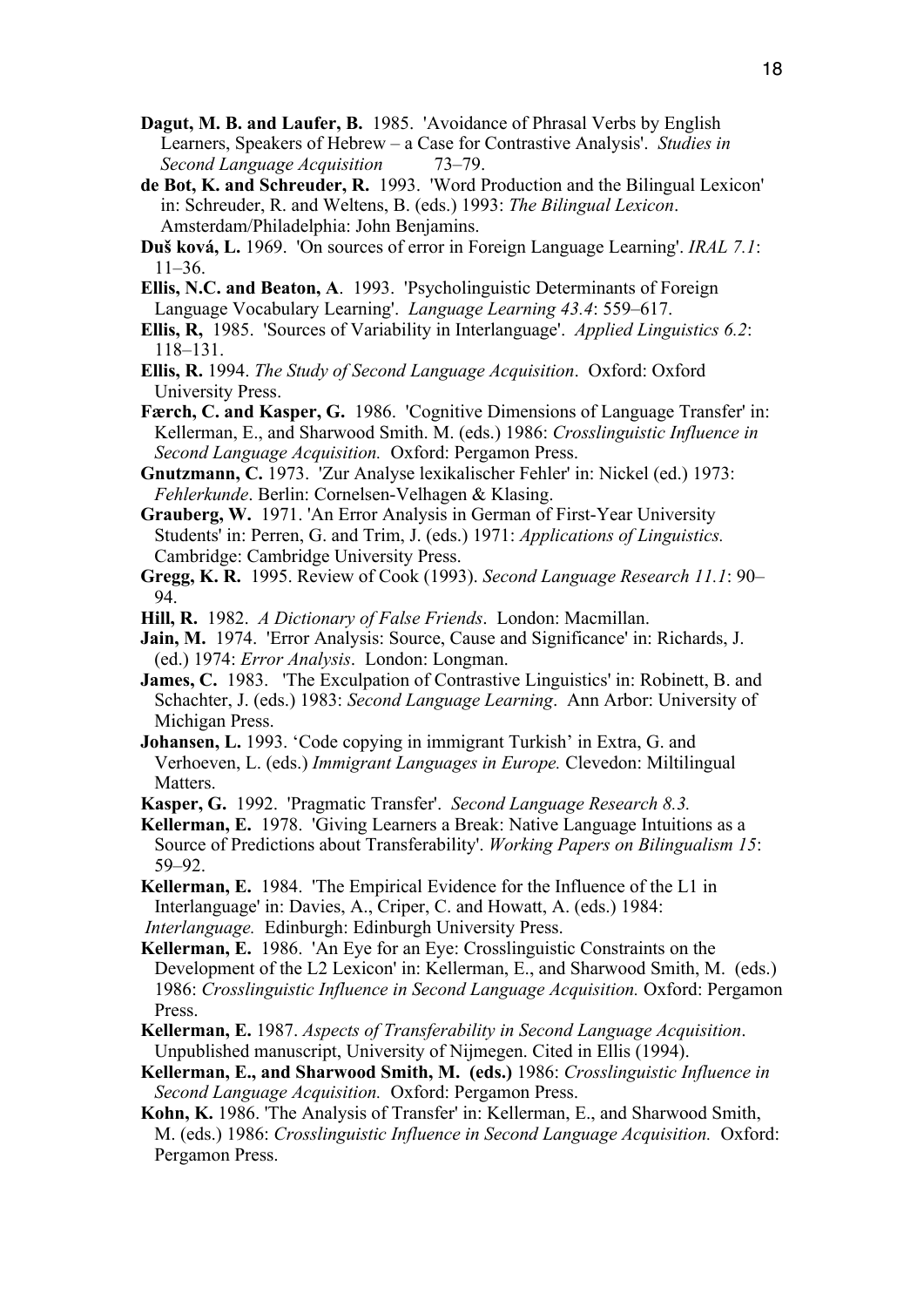**Dagut, M. B. and Laufer, B.** 1985. 'Avoidance of Phrasal Verbs by English Learners, Speakers of Hebrew – a Case for Contrastive Analysis'. *Studies in Second Language Acquisition* 73–79.

**de Bot, K. and Schreuder, R.** 1993. 'Word Production and the Bilingual Lexicon' in: Schreuder, R. and Weltens, B. (eds.) 1993: *The Bilingual Lexicon*. Amsterdam/Philadelphia: John Benjamins.

**Duš ková, L.** 1969. 'On sources of error in Foreign Language Learning'. *IRAL 7.1*: 11–36.

**Ellis, N.C. and Beaton, A**. 1993. 'Psycholinguistic Determinants of Foreign Language Vocabulary Learning'. *Language Learning 43.4*: 559–617.

**Ellis, R,** 1985. 'Sources of Variability in Interlanguage'. *Applied Linguistics 6.2*: 118–131.

**Ellis, R.** 1994. *The Study of Second Language Acquisition*. Oxford: Oxford University Press.

**Færch, C. and Kasper, G.** 1986. 'Cognitive Dimensions of Language Transfer' in: Kellerman, E., and Sharwood Smith. M. (eds.) 1986: *Crosslinguistic Influence in Second Language Acquisition.* Oxford: Pergamon Press.

**Gnutzmann, C.** 1973. 'Zur Analyse lexikalischer Fehler' in: Nickel (ed.) 1973: *Fehlerkunde*. Berlin: Cornelsen-Velhagen & Klasing.

**Grauberg, W.** 1971. 'An Error Analysis in German of First-Year University Students' in: Perren, G. and Trim, J. (eds.) 1971: *Applications of Linguistics.* Cambridge: Cambridge University Press.

**Gregg, K. R.** 1995. Review of Cook (1993). *Second Language Research 11.1*: 90–94.

**Hill, R.** 1982. *A Dictionary of False Friends*. London: Macmillan.

**Jain, M.** 1974. 'Error Analysis: Source, Cause and Significance' in: Richards, J. (ed.) 1974: *Error Analysis*. London: Longman.

**James, C.** 1983. 'The Exculpation of Contrastive Linguistics' in: Robinett, B. and Schachter, J. (eds.) 1983: *Second Language Learning*. Ann Arbor: University of Michigan Press.

**Johansen, L.** 1993. 'Code copying in immigrant Turkish' in Extra, G. and Verhoeven, L. (eds.) *Immigrant Languages in Europe.* Clevedon: Miltilingual Matters.

**Kasper, G.** 1992. 'Pragmatic Transfer'. *Second Language Research 8.3.*

**Kellerman, E.** 1978. 'Giving Learners a Break: Native Language Intuitions as a Source of Predictions about Transferability'. *Working Papers on Bilingualism 15*: 59–92.

**Kellerman, E.** 1984. 'The Empirical Evidence for the Influence of the L1 in Interlanguage' in: Davies, A., Criper, C. and Howatt, A. (eds.) 1984: *Interlanguage.* Edinburgh: Edinburgh University Press.

**Kellerman, E.** 1986. 'An Eye for an Eye: Crosslinguistic Constraints on the Development of the L2 Lexicon' in: Kellerman, E., and Sharwood Smith, M. (eds.) 1986: *Crosslinguistic Influence in Second Language Acquisition.* Oxford: Pergamon Press.

**Kellerman, E.** 1987. *Aspects of Transferability in Second Language Acquisition*. Unpublished manuscript, University of Nijmegen. Cited in Ellis (1994).

**Kellerman, E., and Sharwood Smith, M. (eds.)** 1986: *Crosslinguistic Influence in Second Language Acquisition.* Oxford: Pergamon Press.

**Kohn, K.** 1986. 'The Analysis of Transfer' in: Kellerman, E., and Sharwood Smith, M. (eds.) 1986: *Crosslinguistic Influence in Second Language Acquisition.* Oxford: Pergamon Press.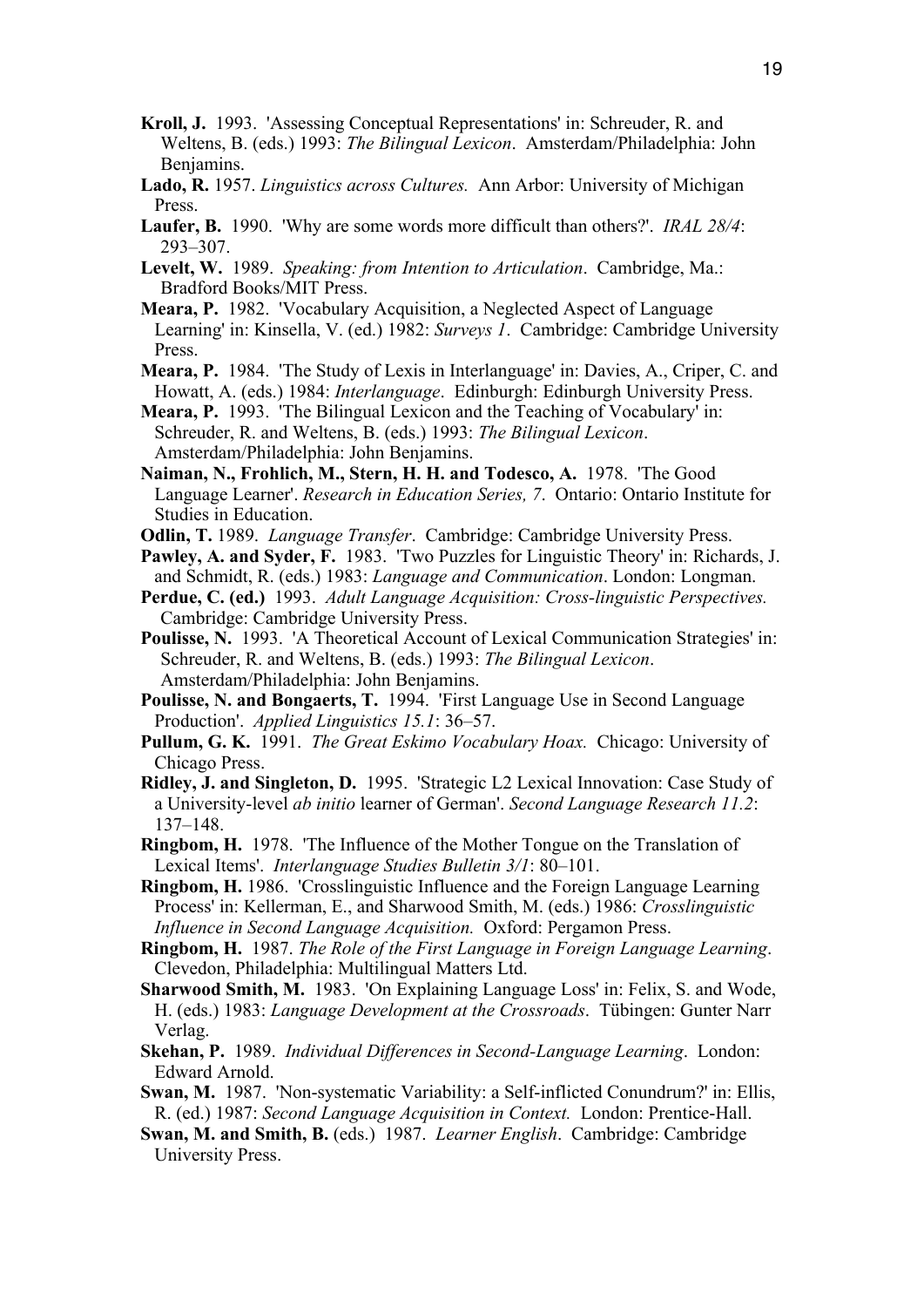**Kroll, J.** 1993. 'Assessing Conceptual Representations' in: Schreuder, R. and Weltens, B. (eds.) 1993: *The Bilingual Lexicon*. Amsterdam/Philadelphia: John Benjamins.

**Lado, R.** 1957. *Linguistics across Cultures.* Ann Arbor: University of Michigan Press.

**Laufer, B.** 1990. 'Why are some words more difficult than others?'. *IRAL 28/4*: 293–307.

**Levelt, W.** 1989. *Speaking: from Intention to Articulation*. Cambridge, Ma.: Bradford Books/MIT Press.

**Meara, P.** 1982. 'Vocabulary Acquisition, a Neglected Aspect of Language Learning' in: Kinsella, V. (ed.) 1982: *Surveys 1*. Cambridge: Cambridge University Press.

**Meara, P.** 1984. 'The Study of Lexis in Interlanguage' in: Davies, A., Criper, C. and Howatt, A. (eds.) 1984: *Interlanguage*. Edinburgh: Edinburgh University Press.

**Meara, P.** 1993. 'The Bilingual Lexicon and the Teaching of Vocabulary' in: Schreuder, R. and Weltens, B. (eds.) 1993: *The Bilingual Lexicon*. Amsterdam/Philadelphia: John Benjamins.

**Naiman, N., Frohlich, M., Stern, H. H. and Todesco, A.** 1978. 'The Good Language Learner'. *Research in Education Series, 7*. Ontario: Ontario Institute for Studies in Education.

**Odlin, T.** 1989. *Language Transfer*. Cambridge: Cambridge University Press.

**Pawley, A. and Syder, F.** 1983. 'Two Puzzles for Linguistic Theory' in: Richards, J. and Schmidt, R. (eds.) 1983: *Language and Communication*. London: Longman.

**Perdue, C. (ed.)** 1993. *Adult Language Acquisition: Cross-linguistic Perspectives.* Cambridge: Cambridge University Press.

**Poulisse, N.** 1993. 'A Theoretical Account of Lexical Communication Strategies' in: Schreuder, R. and Weltens, B. (eds.) 1993: *The Bilingual Lexicon*. Amsterdam/Philadelphia: John Benjamins.

**Poulisse, N. and Bongaerts, T.** 1994. 'First Language Use in Second Language Production'. *Applied Linguistics 15.1*: 36–57.

**Pullum, G. K.** 1991. *The Great Eskimo Vocabulary Hoax.* Chicago: University of Chicago Press.

**Ridley, J. and Singleton, D.** 1995. 'Strategic L2 Lexical Innovation: Case Study of a University-level *ab initio* learner of German'. *Second Language Research 11.2*: 137–148.

**Ringbom, H.** 1978. 'The Influence of the Mother Tongue on the Translation of Lexical Items'. *Interlanguage Studies Bulletin 3/1*: 80–101.

**Ringbom, H.** 1986. 'Crosslinguistic Influence and the Foreign Language Learning Process' in: Kellerman, E., and Sharwood Smith, M. (eds.) 1986: *Crosslinguistic Influence in Second Language Acquisition.* Oxford: Pergamon Press.

**Ringbom, H.** 1987. *The Role of the First Language in Foreign Language Learning*. Clevedon, Philadelphia: Multilingual Matters Ltd.

**Sharwood Smith, M.** 1983. 'On Explaining Language Loss' in: Felix, S. and Wode, H. (eds.) 1983: *Language Development at the Crossroads*. Tübingen: Gunter Narr Verlag.

**Skehan, P.** 1989. *Individual Differences in Second-Language Learning*. London: Edward Arnold.

**Swan, M.** 1987. 'Non-systematic Variability: a Self-inflicted Conundrum?' in: Ellis, R. (ed.) 1987: *Second Language Acquisition in Context.* London: Prentice-Hall.

**Swan, M. and Smith, B.** (eds.) 1987. *Learner English*. Cambridge: Cambridge University Press.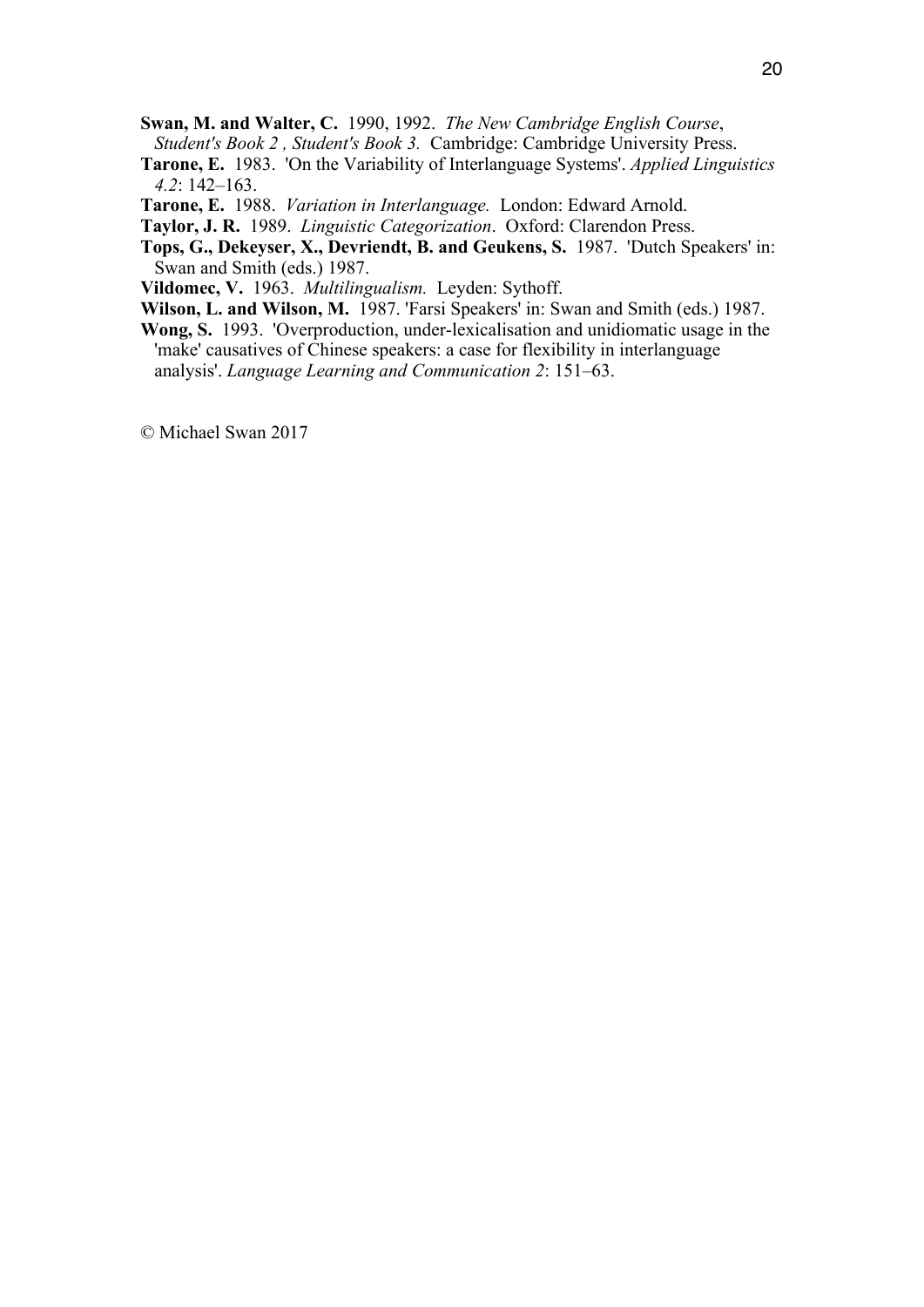**Swan, M. and Walter, C.** 1990, 1992. *The New Cambridge English Course*, *Student's Book 2 , Student's Book 3.* Cambridge: Cambridge University Press.

**Tarone, E.** 1983. 'On the Variability of Interlanguage Systems'. *Applied Linguistics 4.2*: 142–163.

**Tarone, E.** 1988. *Variation in Interlanguage.* London: Edward Arnold.

**Taylor, J. R.** 1989. *Linguistic Categorization*. Oxford: Clarendon Press.

**Tops, G., Dekeyser, X., Devriendt, B. and Geukens, S.** 1987. 'Dutch Speakers' in: Swan and Smith (eds.) 1987.

**Vildomec, V.** 1963. *Multilingualism.* Leyden: Sythoff.

**Wilson, L. and Wilson, M.** 1987. 'Farsi Speakers' in: Swan and Smith (eds.) 1987.

**Wong, S.** 1993. 'Overproduction, under-lexicalisation and unidiomatic usage in the 'make' causatives of Chinese speakers: a case for flexibility in interlanguage analysis'. *Language Learning and Communication 2*: 151–63.

© Michael Swan 2017